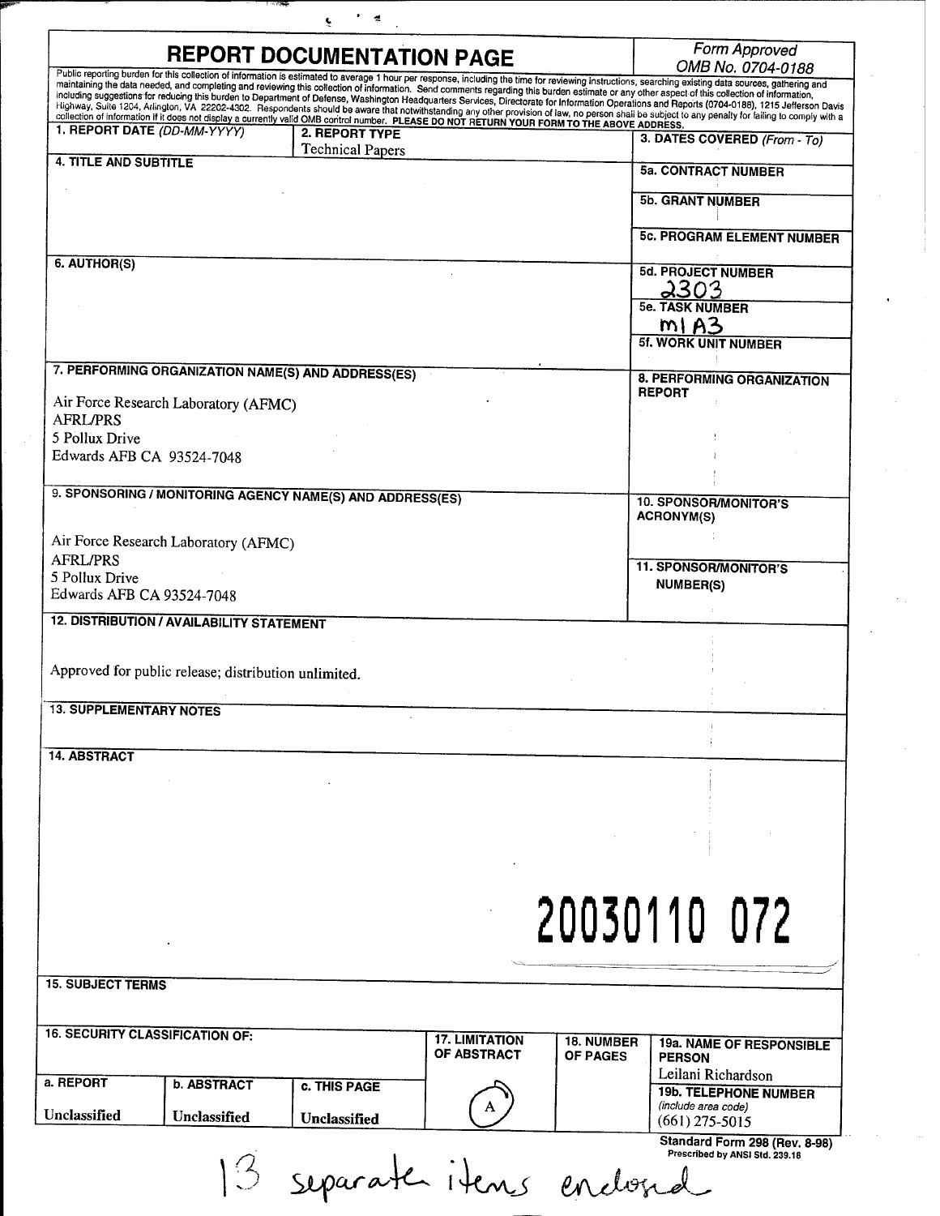# REPORT DOCUMENTATION PAGE

*Form Approved*
*OMB No. 0704-0188*

Public reporting burden for this collection of information is estimated to average 1 hour per response, including the time for reviewing instructions, searching existing data sources, gathering and maintaining the data needed, and completing and reviewing this collection of information. Send comments regarding this burden estimate or any other aspect of this collection of information, including suggestions for reducing this burden to Department of Defense, Washington Headquarters Services, Directorate for Information Operations and Reports (0704-0188), 1215 Jefferson Davis Highway, Suite 1204, Arlington, VA 22202-4302. Respondents should be aware that notwithstanding any other provision of law, no person shall be subject to any penalty for failing to comply with a collection of information if it does not display a currently valid OMB control number. **PLEASE DO NOT RETURN YOUR FORM TO THE ABOVE ADDRESS.**

| 1. REPORT DATE *(DD-MM-YYYY)* | 2. REPORT TYPE | 3. DATES COVERED *(From - To)* |
|---|---|---|
| | Technical Papers | |

**4. TITLE AND SUBTITLE**

**5a. CONTRACT NUMBER**

**5b. GRANT NUMBER**

**5c. PROGRAM ELEMENT NUMBER**

**6. AUTHOR(S)**

**5d. PROJECT NUMBER**
2303

**5e. TASK NUMBER**
M1A3

**5f. WORK UNIT NUMBER**

**7. PERFORMING ORGANIZATION NAME(S) AND ADDRESS(ES)**

Air Force Research Laboratory (AFMC)
AFRL/PRS
5 Pollux Drive
Edwards AFB CA 93524-7048

**8. PERFORMING ORGANIZATION REPORT**

**9. SPONSORING / MONITORING AGENCY NAME(S) AND ADDRESS(ES)**

Air Force Research Laboratory (AFMC)
AFRL/PRS
5 Pollux Drive
Edwards AFB CA 93524-7048

**10. SPONSOR/MONITOR'S ACRONYM(S)**

**11. SPONSOR/MONITOR'S NUMBER(S)**

**12. DISTRIBUTION / AVAILABILITY STATEMENT**

Approved for public release; distribution unlimited.

**13. SUPPLEMENTARY NOTES**

**14. ABSTRACT**

20030110 072

**15. SUBJECT TERMS**

| 16. SECURITY CLASSIFICATION OF: | | | 17. LIMITATION OF ABSTRACT | 18. NUMBER OF PAGES | 19a. NAME OF RESPONSIBLE PERSON |
|---|---|---|---|---|---|
| a. REPORT | b. ABSTRACT | c. THIS PAGE | | | Leilani Richardson |
| Unclassified | Unclassified | Unclassified | A | | 19b. TELEPHONE NUMBER *(include area code)* (661) 275-5015 |

**Standard Form 298 (Rev. 8-98)**
Prescribed by ANSI Std. 239.18

13 separate items enclosed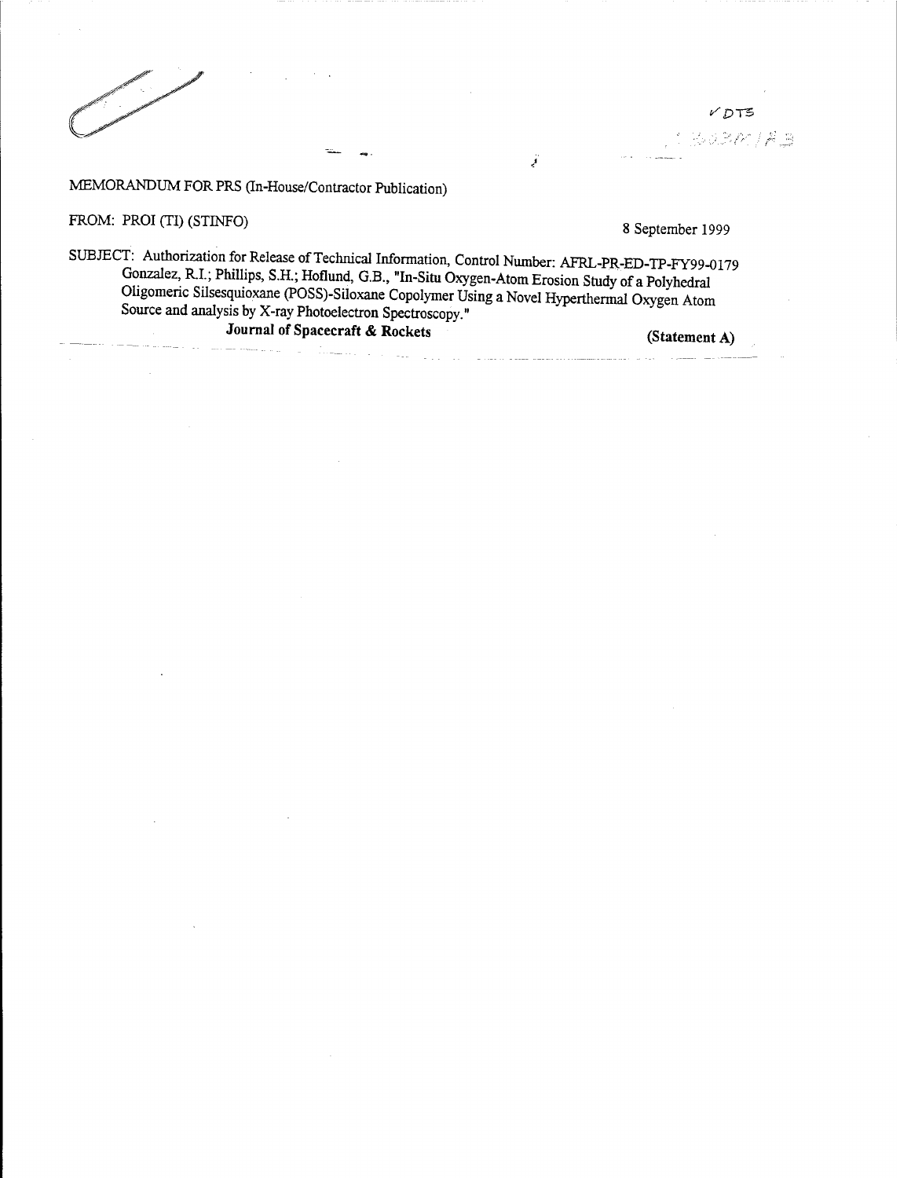✓ DTS

MEMORANDUM FOR PRS (In-House/Contractor Publication)

FROM: PROI (TI) (STINFO) 8 September 1999

SUBJECT: Authorization for Release of Technical Information, Control Number: AFRL-PR-ED-TP-FY99-0179
Gonzalez, R.I.; Phillips, S.H.; Hoflund, G.B., "In-Situ Oxygen-Atom Erosion Study of a Polyhedral Oligomeric Silsesquioxane (POSS)-Siloxane Copolymer Using a Novel Hyperthermal Oxygen Atom Source and analysis by X-ray Photoelectron Spectroscopy."

**Journal of Spacecraft & Rockets** **(Statement A)**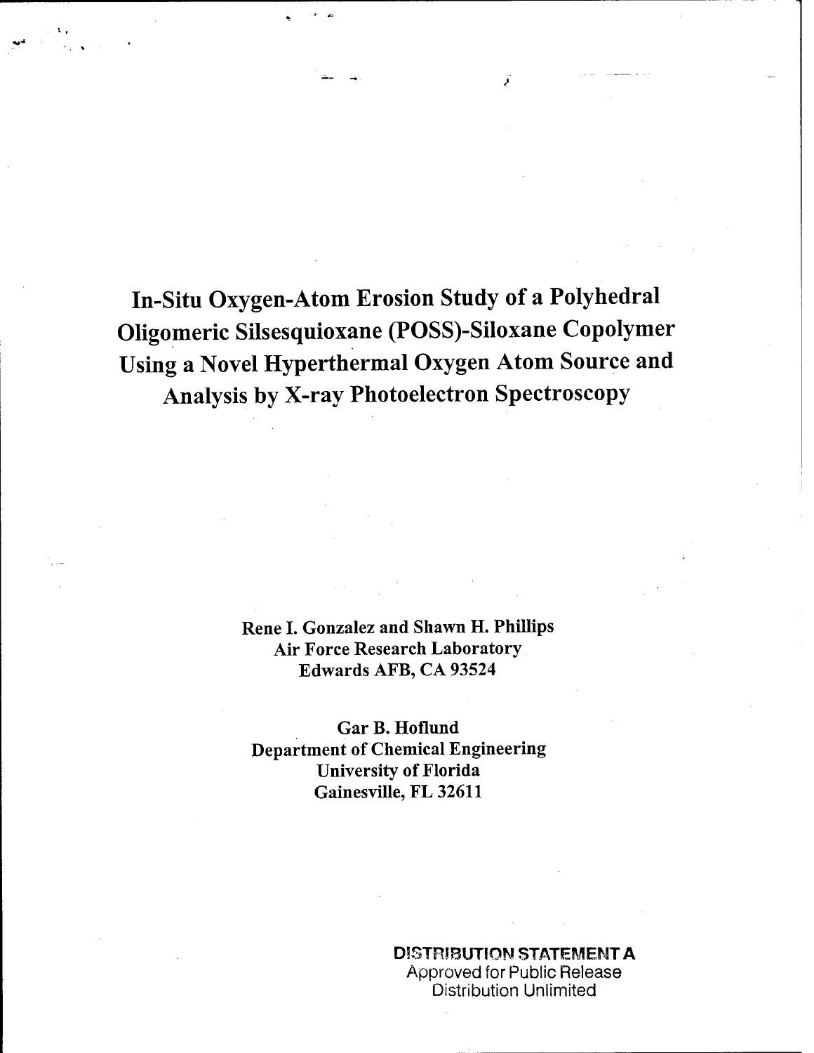# In-Situ Oxygen-Atom Erosion Study of a Polyhedral Oligomeric Silsesquioxane (POSS)-Siloxane Copolymer Using a Novel Hyperthermal Oxygen Atom Source and Analysis by X-ray Photoelectron Spectroscopy

**Rene I. Gonzalez and Shawn H. Phillips**
**Air Force Research Laboratory**
**Edwards AFB, CA 93524**

**Gar B. Hoflund**
**Department of Chemical Engineering**
**University of Florida**
**Gainesville, FL 32611**

**DISTRIBUTION STATEMENT A**
Approved for Public Release
Distribution Unlimited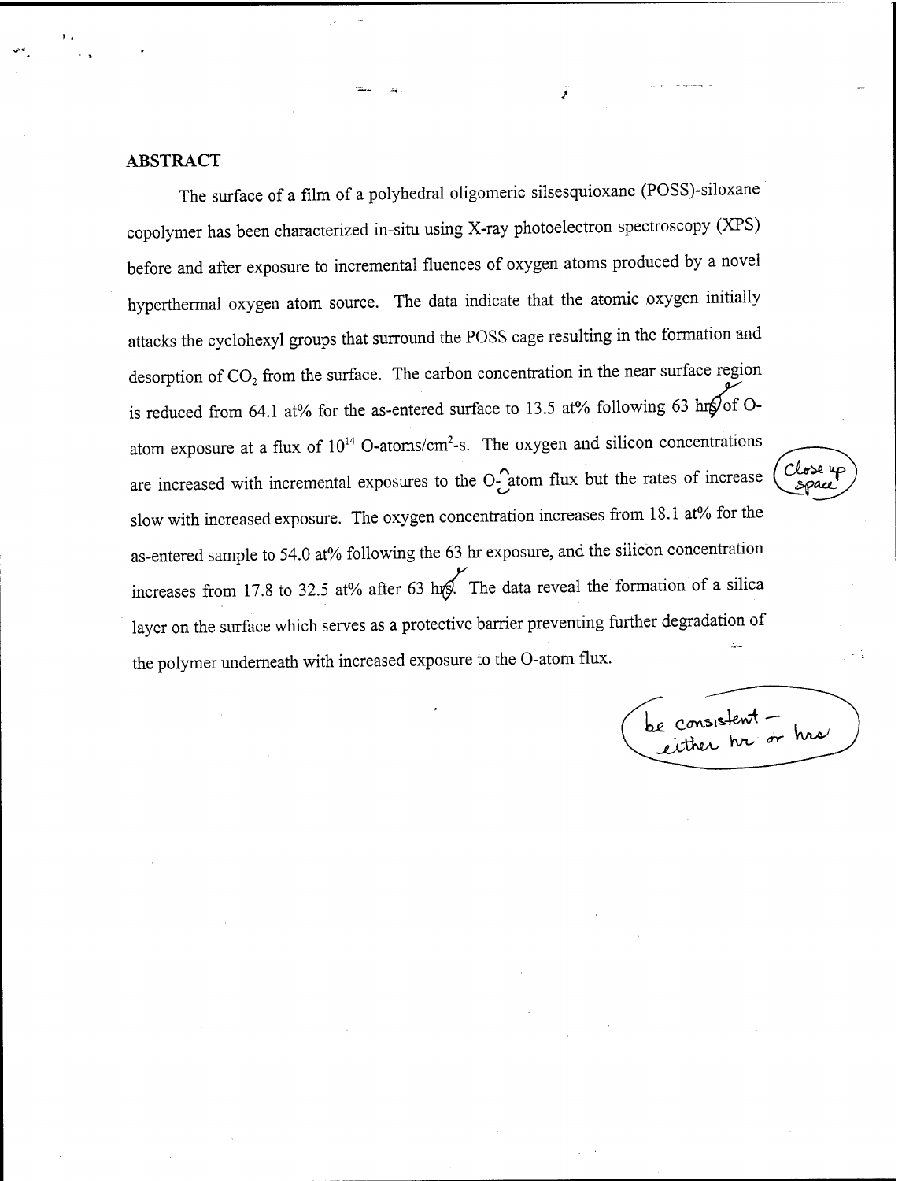## ABSTRACT

The surface of a film of a polyhedral oligomeric silsesquioxane (POSS)-siloxane copolymer has been characterized in-situ using X-ray photoelectron spectroscopy (XPS) before and after exposure to incremental fluences of oxygen atoms produced by a novel hyperthermal oxygen atom source. The data indicate that the atomic oxygen initially attacks the cyclohexyl groups that surround the POSS cage resulting in the formation and desorption of $CO_2$ from the surface. The carbon concentration in the near surface region is reduced from 64.1 at% for the as-entered surface to 13.5 at% following 63 hrs of O-atom exposure at a flux of $10^{14}$ O-atoms/cm$^2$-s. The oxygen and silicon concentrations are increased with incremental exposures to the O- atom flux but the rates of increase slow with increased exposure. The oxygen concentration increases from 18.1 at% for the as-entered sample to 54.0 at% following the 63 hr exposure, and the silicon concentration increases from 17.8 to 32.5 at% after 63 hrs. The data reveal the formation of a silica layer on the surface which serves as a protective barrier preventing further degradation of the polymer underneath with increased exposure to the O-atom flux.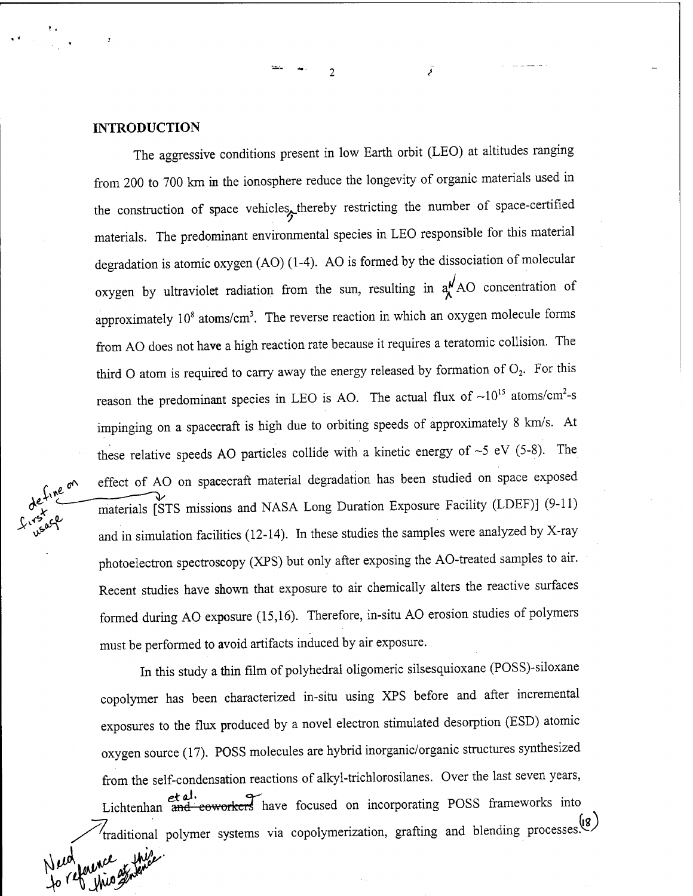## INTRODUCTION

The aggressive conditions present in low Earth orbit (LEO) at altitudes ranging from 200 to 700 km in the ionosphere reduce the longevity of organic materials used in the construction of space vehicles, thereby restricting the number of space-certified materials. The predominant environmental species in LEO responsible for this material degradation is atomic oxygen (AO) (1-4). AO is formed by the dissociation of molecular oxygen by ultraviolet radiation from the sun, resulting in an AO concentration of approximately $10^8$ atoms/cm$^3$. The reverse reaction in which an oxygen molecule forms from AO does not have a high reaction rate because it requires a teratomic collision. The third O atom is required to carry away the energy released by formation of $O_2$. For this reason the predominant species in LEO is AO. The actual flux of ~$10^{15}$ atoms/cm$^2$-s impinging on a spacecraft is high due to orbiting speeds of approximately 8 km/s. At these relative speeds AO particles collide with a kinetic energy of ~5 eV (5-8). The effect of AO on spacecraft material degradation has been studied on space exposed materials [STS missions and NASA Long Duration Exposure Facility (LDEF)] (9-11) and in simulation facilities (12-14). In these studies the samples were analyzed by X-ray photoelectron spectroscopy (XPS) but only after exposing the AO-treated samples to air. Recent studies have shown that exposure to air chemically alters the reactive surfaces formed during AO exposure (15,16). Therefore, in-situ AO erosion studies of polymers must be performed to avoid artifacts induced by air exposure.

In this study a thin film of polyhedral oligomeric silsesquioxane (POSS)-siloxane copolymer has been characterized in-situ using XPS before and after incremental exposures to the flux produced by a novel electron stimulated desorption (ESD) atomic oxygen source (17). POSS molecules are hybrid inorganic/organic structures synthesized from the self-condensation reactions of alkyl-trichlorosilanes. Over the last seven years, Lichtenhan et al. have focused on incorporating POSS frameworks into traditional polymer systems via copolymerization, grafting and blending processes (18).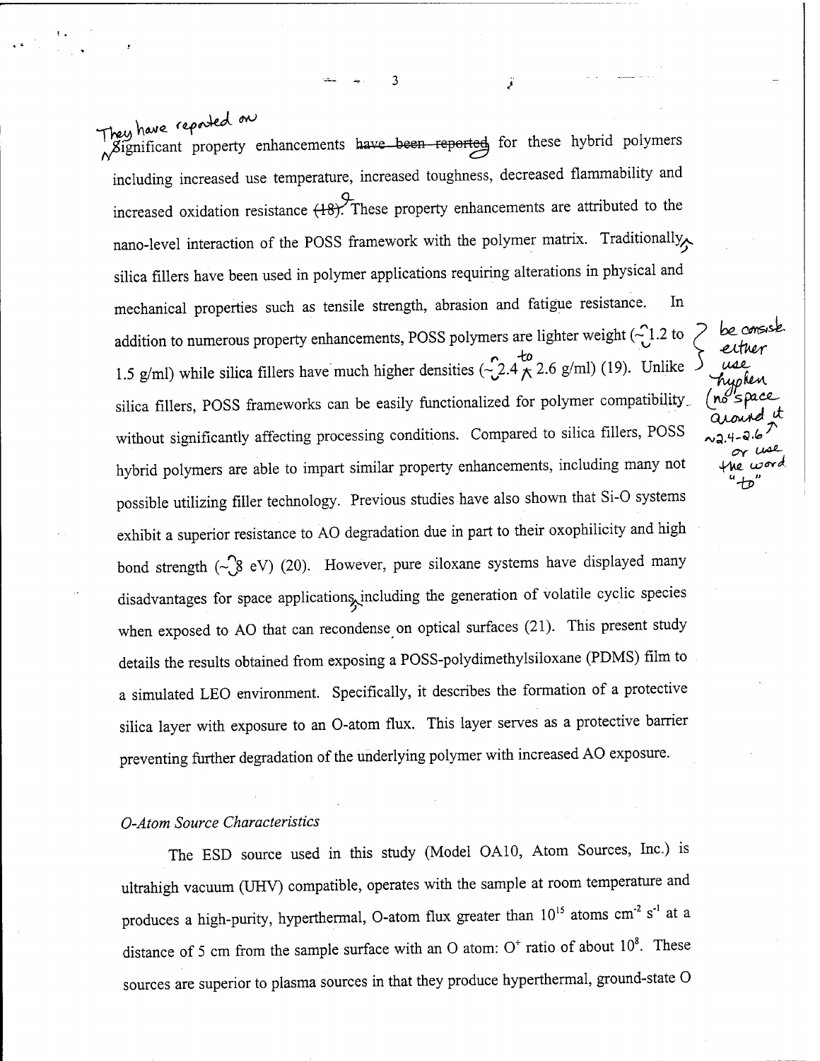Significant property enhancements have been reported for these hybrid polymers including increased use temperature, increased toughness, decreased flammability and increased oxidation resistance (18). These property enhancements are attributed to the nano-level interaction of the POSS framework with the polymer matrix. Traditionally silica fillers have been used in polymer applications requiring alterations in physical and mechanical properties such as tensile strength, abrasion and fatigue resistance. In addition to numerous property enhancements, POSS polymers are lighter weight (~1.2 to 1.5 g/ml) while silica fillers have much higher densities (~2.4 2.6 g/ml) (19). Unlike silica fillers, POSS frameworks can be easily functionalized for polymer compatibility without significantly affecting processing conditions. Compared to silica fillers, POSS hybrid polymers are able to impart similar property enhancements, including many not possible utilizing filler technology. Previous studies have also shown that Si-O systems exhibit a superior resistance to AO degradation due in part to their oxophilicity and high bond strength (~8 eV) (20). However, pure siloxane systems have displayed many disadvantages for space applications including the generation of volatile cyclic species when exposed to AO that can recondense on optical surfaces (21). This present study details the results obtained from exposing a POSS-polydimethylsiloxane (PDMS) film to a simulated LEO environment. Specifically, it describes the formation of a protective silica layer with exposure to an O-atom flux. This layer serves as a protective barrier preventing further degradation of the underlying polymer with increased AO exposure.

### *O-Atom Source Characteristics*

The ESD source used in this study (Model OA10, Atom Sources, Inc.) is ultrahigh vacuum (UHV) compatible, operates with the sample at room temperature and produces a high-purity, hyperthermal, O-atom flux greater than $10^{15}$ atoms $cm^{-2}$ $s^{-1}$ at a distance of 5 cm from the sample surface with an O atom: $O^{+}$ ratio of about $10^{8}$. These sources are superior to plasma sources in that they produce hyperthermal, ground-state O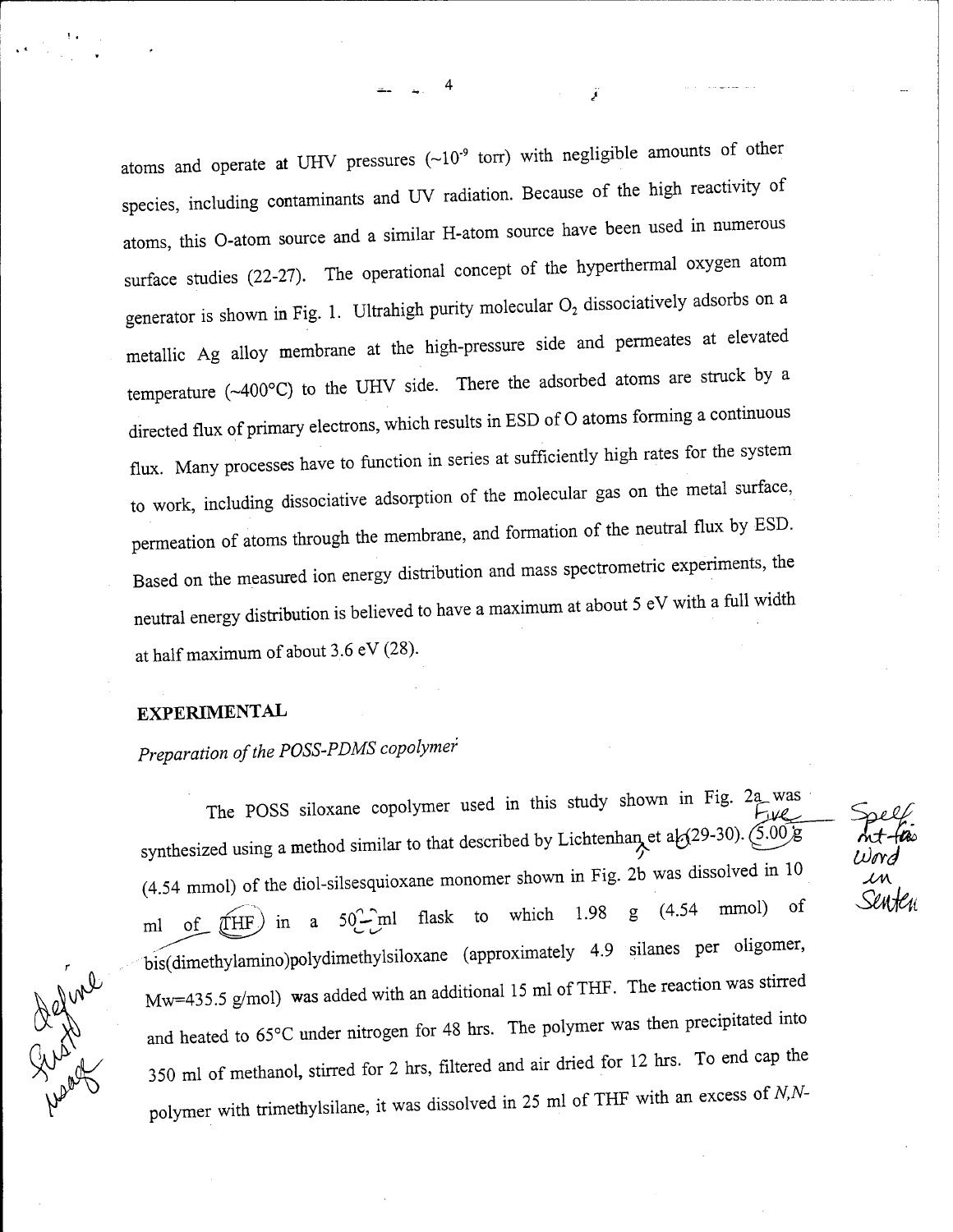atoms and operate at UHV pressures (~$10^{-9}$ torr) with negligible amounts of other species, including contaminants and UV radiation. Because of the high reactivity of atoms, this O-atom source and a similar H-atom source have been used in numerous surface studies (22-27). The operational concept of the hyperthermal oxygen atom generator is shown in Fig. 1. Ultrahigh purity molecular $O_2$ dissociatively adsorbs on a metallic Ag alloy membrane at the high-pressure side and permeates at elevated temperature (~400°C) to the UHV side. There the adsorbed atoms are struck by a directed flux of primary electrons, which results in ESD of O atoms forming a continuous flux. Many processes have to function in series at sufficiently high rates for the system to work, including dissociative adsorption of the molecular gas on the metal surface, permeation of atoms through the membrane, and formation of the neutral flux by ESD. Based on the measured ion energy distribution and mass spectrometric experiments, the neutral energy distribution is believed to have a maximum at about 5 eV with a full width at half maximum of about 3.6 eV (28).

## EXPERIMENTAL

### *Preparation of the POSS-PDMS copolymer*

The POSS siloxane copolymer used in this study shown in Fig. 2a was synthesized using a method similar to that described by Lichtenhan et al (29-30). 5.00 g (4.54 mmol) of the diol-silsesquioxane monomer shown in Fig. 2b was dissolved in 10 ml of THF in a 50 ml flask to which 1.98 g (4.54 mmol) of bis(dimethylamino)polydimethylsiloxane (approximately 4.9 silanes per oligomer, Mw=435.5 g/mol) was added with an additional 15 ml of THF. The reaction was stirred and heated to 65°C under nitrogen for 48 hrs. The polymer was then precipitated into 350 ml of methanol, stirred for 2 hrs, filtered and air dried for 12 hrs. To end cap the polymer with trimethylsilane, it was dissolved in 25 ml of THF with an excess of *N,N*-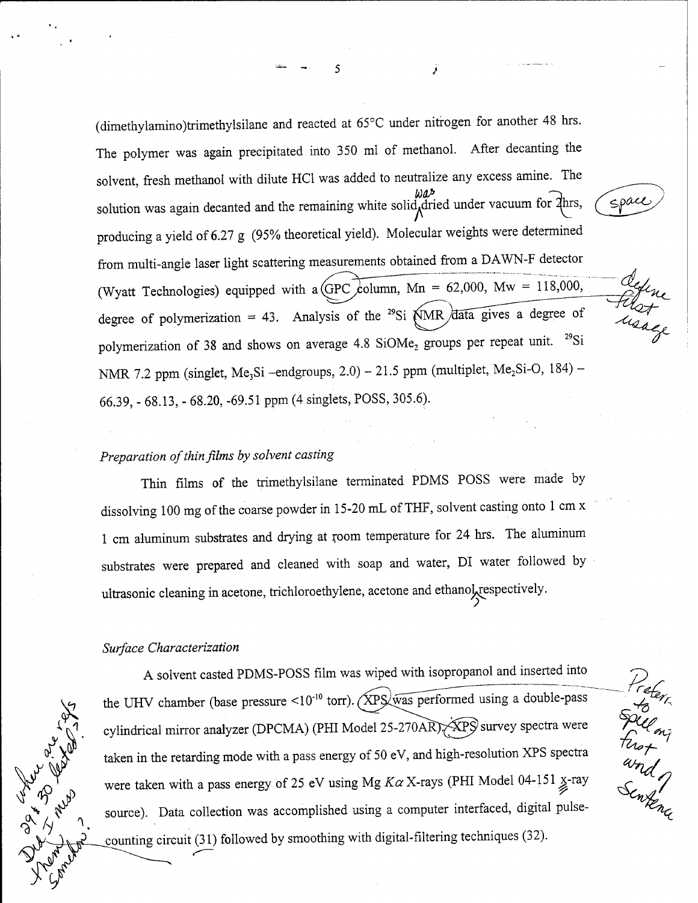(dimethylamino)trimethylsilane and reacted at 65°C under nitrogen for another 48 hrs. The polymer was again precipitated into 350 ml of methanol. After decanting the solvent, fresh methanol with dilute HCl was added to neutralize any excess amine. The solution was again decanted and the remaining white solid dried under vacuum for 2hrs, producing a yield of 6.27 g (95% theoretical yield). Molecular weights were determined from multi-angle laser light scattering measurements obtained from a DAWN-F detector (Wyatt Technologies) equipped with a GPC column, Mn = 62,000, Mw = 118,000, degree of polymerization = 43. Analysis of the $^{29}Si$ NMR data gives a degree of polymerization of 38 and shows on average 4.8 $SiOMe_2$ groups per repeat unit. $^{29}Si$ NMR 7.2 ppm (singlet, $Me_3Si$ –endgroups, 2.0) – 21.5 ppm (multiplet, $Me_2Si$-O, 184) – 66.39, - 68.13, - 68.20, -69.51 ppm (4 singlets, POSS, 305.6).

### *Preparation of thin films by solvent casting*

Thin films of the trimethylsilane terminated PDMS POSS were made by dissolving 100 mg of the coarse powder in 15-20 mL of THF, solvent casting onto 1 cm x 1 cm aluminum substrates and drying at room temperature for 24 hrs. The aluminum substrates were prepared and cleaned with soap and water, DI water followed by ultrasonic cleaning in acetone, trichloroethylene, acetone and ethanol respectively.

### *Surface Characterization*

A solvent casted PDMS-POSS film was wiped with isopropanol and inserted into the UHV chamber (base pressure <$10^{-10}$ torr). XPS was performed using a double-pass cylindrical mirror analyzer (DPCMA) (PHI Model 25-270AR). XPS survey spectra were taken in the retarding mode with a pass energy of 50 eV, and high-resolution XPS spectra were taken with a pass energy of 25 eV using Mg $K\alpha$ X-rays (PHI Model 04-151 x-ray source). Data collection was accomplished using a computer interfaced, digital pulse-counting circuit (31) followed by smoothing with digital-filtering techniques (32).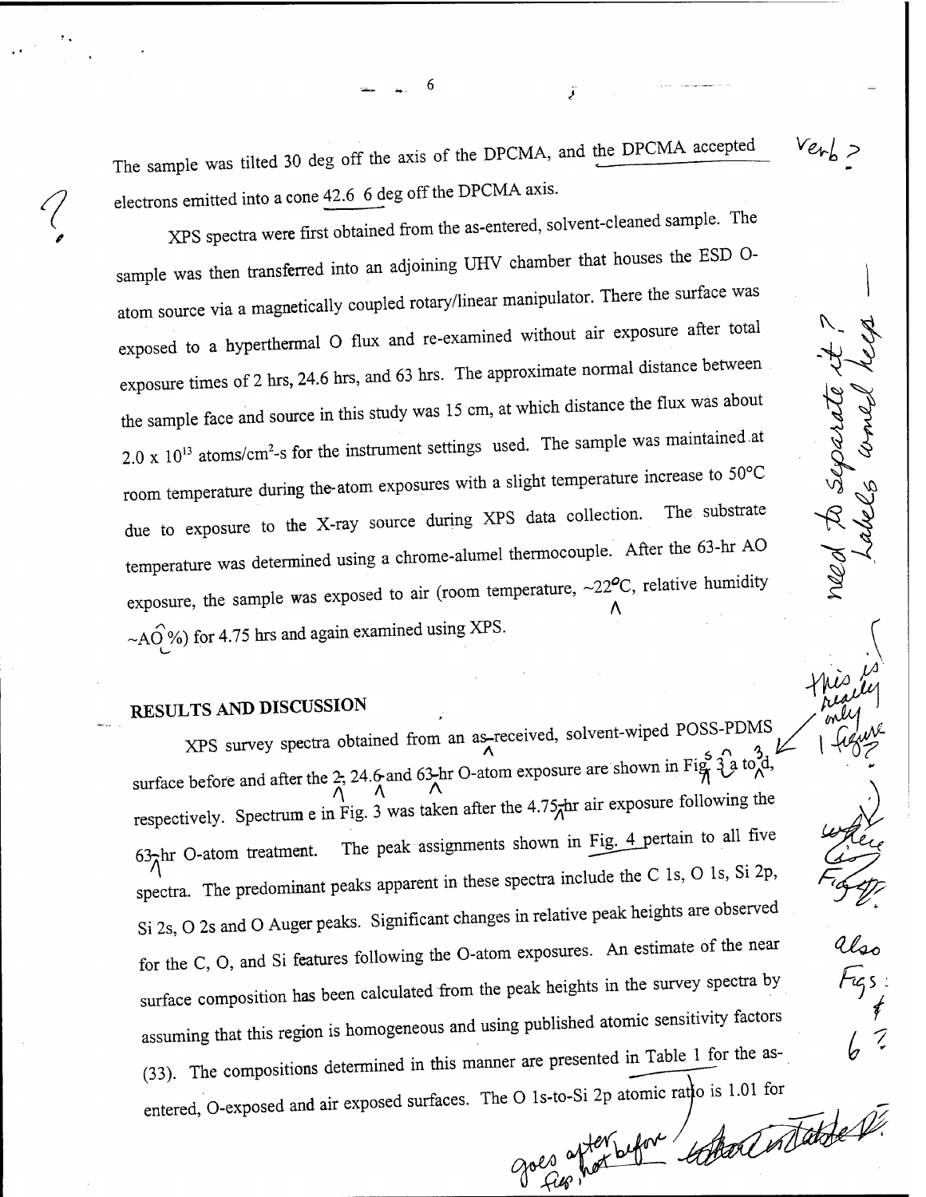The sample was tilted 30 deg off the axis of the DPCMA, and the DPCMA accepted electrons emitted into a cone 42.6 6 deg off the DPCMA axis.

XPS spectra were first obtained from the as-entered, solvent-cleaned sample. The sample was then transferred into an adjoining UHV chamber that houses the ESD O-atom source via a magnetically coupled rotary/linear manipulator. There the surface was exposed to a hyperthermal O flux and re-examined without air exposure after total exposure times of 2 hrs, 24.6 hrs, and 63 hrs. The approximate normal distance between the sample face and source in this study was 15 cm, at which distance the flux was about $2.0 \times 10^{13}$ atoms/cm$^2$-s for the instrument settings used. The sample was maintained at room temperature during the atom exposures with a slight temperature increase to 50°C due to exposure to the X-ray source during XPS data collection. The substrate temperature was determined using a chrome-alumel thermocouple. After the 63-hr AO exposure, the sample was exposed to air (room temperature, ~22°C, relative humidity ~AO %) for 4.75 hrs and again examined using XPS.

## RESULTS AND DISCUSSION

XPS survey spectra obtained from an as-received, solvent-wiped POSS-PDMS surface before and after the 2, 24.6 and 63-hr O-atom exposure are shown in Fig. 3 a to d, respectively. Spectrum e in Fig. 3 was taken after the 4.75-hr air exposure following the 63-hr O-atom treatment. The peak assignments shown in Fig. 4 pertain to all five spectra. The predominant peaks apparent in these spectra include the C 1s, O 1s, Si 2p, Si 2s, O 2s and O Auger peaks. Significant changes in relative peak heights are observed for the C, O, and Si features following the O-atom exposures. An estimate of the near surface composition has been calculated from the peak heights in the survey spectra by assuming that this region is homogeneous and using published atomic sensitivity factors (33). The compositions determined in this manner are presented in Table 1 for the as-entered, O-exposed and air exposed surfaces. The O 1s-to-Si 2p atomic ratio is 1.01 for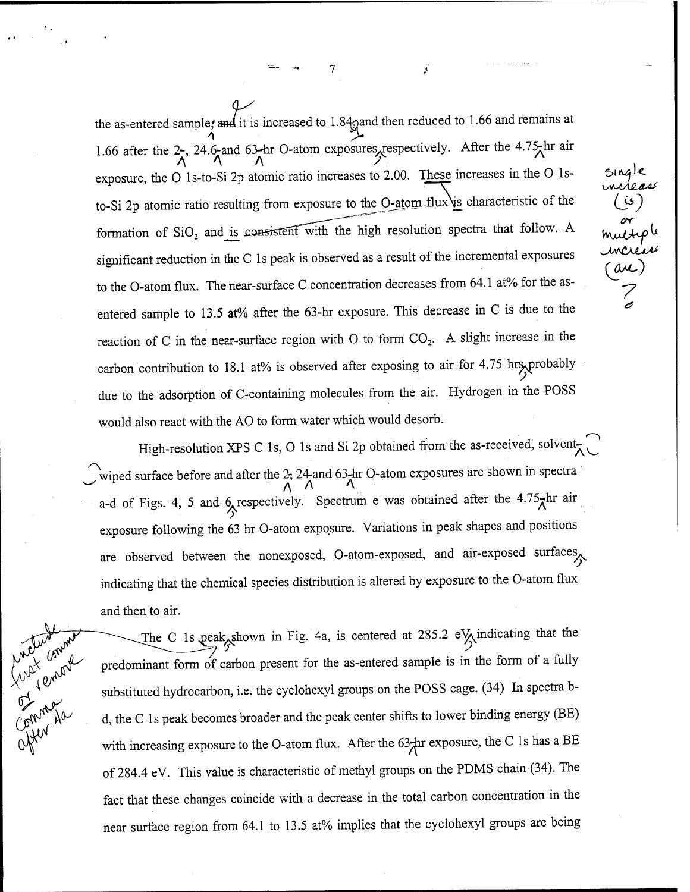the as-entered sample; and it is increased to 1.84 and then reduced to 1.66 and remains at 1.66 after the 2-, 24.6-and 63-hr O-atom exposures respectively. After the 4.75-hr air exposure, the O 1s-to-Si 2p atomic ratio increases to 2.00. These increases in the O 1s-to-Si 2p atomic ratio resulting from exposure to the O-atom flux is characteristic of the formation of $SiO_2$ and is consistent with the high resolution spectra that follow. A significant reduction in the C 1s peak is observed as a result of the incremental exposures to the O-atom flux. The near-surface C concentration decreases from 64.1 at% for the as-entered sample to 13.5 at% after the 63-hr exposure. This decrease in C is due to the reaction of C in the near-surface region with O to form $CO_2$. A slight increase in the carbon contribution to 18.1 at% is observed after exposing to air for 4.75 hrs probably due to the adsorption of C-containing molecules from the air. Hydrogen in the POSS would also react with the AO to form water which would desorb.

High-resolution XPS C 1s, O 1s and Si 2p obtained from the as-received, solvent-wiped surface before and after the 2, 24 and 63 hr O-atom exposures are shown in spectra a-d of Figs. 4, 5 and 6 respectively. Spectrum e was obtained after the 4.75 hr air exposure following the 63 hr O-atom exposure. Variations in peak shapes and positions are observed between the nonexposed, O-atom-exposed, and air-exposed surfaces indicating that the chemical species distribution is altered by exposure to the O-atom flux and then to air.

The C 1s peak shown in Fig. 4a, is centered at 285.2 eV indicating that the predominant form of carbon present for the as-entered sample is in the form of a fully substituted hydrocarbon, i.e. the cyclohexyl groups on the POSS cage. (34) In spectra b-d, the C 1s peak becomes broader and the peak center shifts to lower binding energy (BE) with increasing exposure to the O-atom flux. After the 63 hr exposure, the C 1s has a BE of 284.4 eV. This value is characteristic of methyl groups on the PDMS chain (34). The fact that these changes coincide with a decrease in the total carbon concentration in the near surface region from 64.1 to 13.5 at% implies that the cyclohexyl groups are being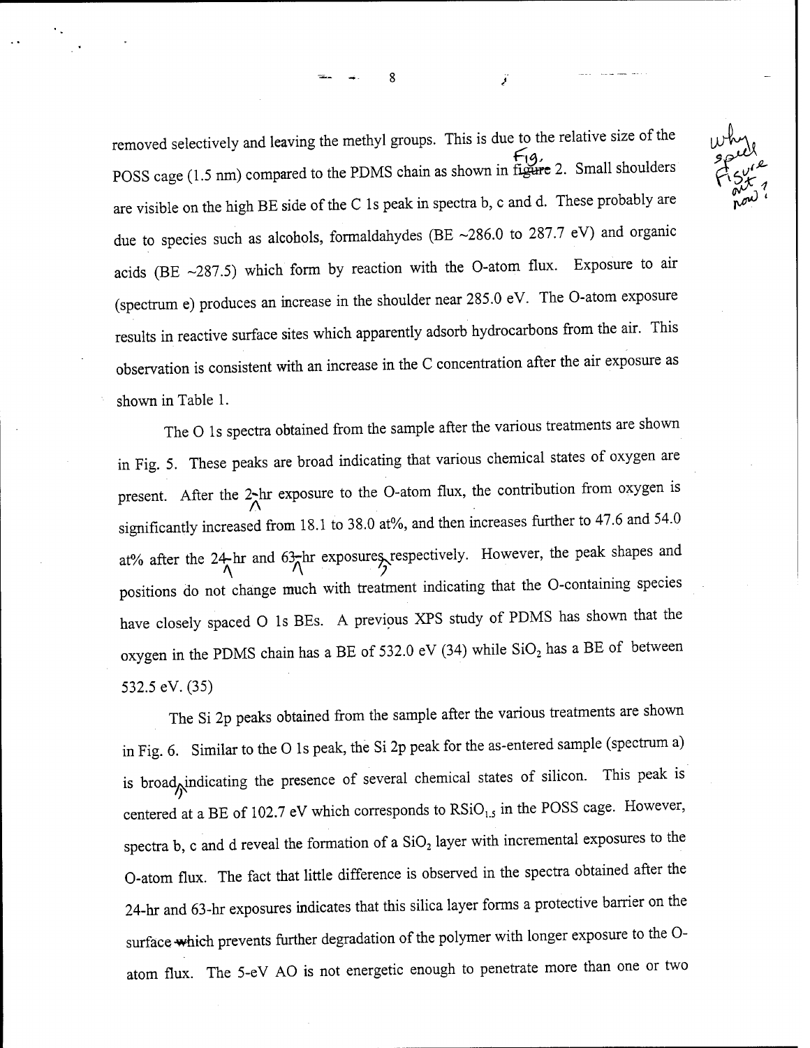removed selectively and leaving the methyl groups. This is due to the relative size of the POSS cage (1.5 nm) compared to the PDMS chain as shown in figure 2. Small shoulders are visible on the high BE side of the C 1s peak in spectra b, c and d. These probably are due to species such as alcohols, formaldahydes (BE ~286.0 to 287.7 eV) and organic acids (BE ~287.5) which form by reaction with the O-atom flux. Exposure to air (spectrum e) produces an increase in the shoulder near 285.0 eV. The O-atom exposure results in reactive surface sites which apparently adsorb hydrocarbons from the air. This observation is consistent with an increase in the C concentration after the air exposure as shown in Table 1.

The O 1s spectra obtained from the sample after the various treatments are shown in Fig. 5. These peaks are broad indicating that various chemical states of oxygen are present. After the 2-hr exposure to the O-atom flux, the contribution from oxygen is significantly increased from 18.1 to 38.0 at%, and then increases further to 47.6 and 54.0 at% after the 24-hr and 63-hr exposures respectively. However, the peak shapes and positions do not change much with treatment indicating that the O-containing species have closely spaced O 1s BEs. A previous XPS study of PDMS has shown that the oxygen in the PDMS chain has a BE of 532.0 eV (34) while $SiO_2$ has a BE of between 532.5 eV. (35)

The Si 2p peaks obtained from the sample after the various treatments are shown in Fig. 6. Similar to the O 1s peak, the Si 2p peak for the as-entered sample (spectrum a) is broad indicating the presence of several chemical states of silicon. This peak is centered at a BE of 102.7 eV which corresponds to $RSiO_{1.5}$ in the POSS cage. However, spectra b, c and d reveal the formation of a $SiO_2$ layer with incremental exposures to the O-atom flux. The fact that little difference is observed in the spectra obtained after the 24-hr and 63-hr exposures indicates that this silica layer forms a protective barrier on the surface which prevents further degradation of the polymer with longer exposure to the O-atom flux. The 5-eV AO is not energetic enough to penetrate more than one or two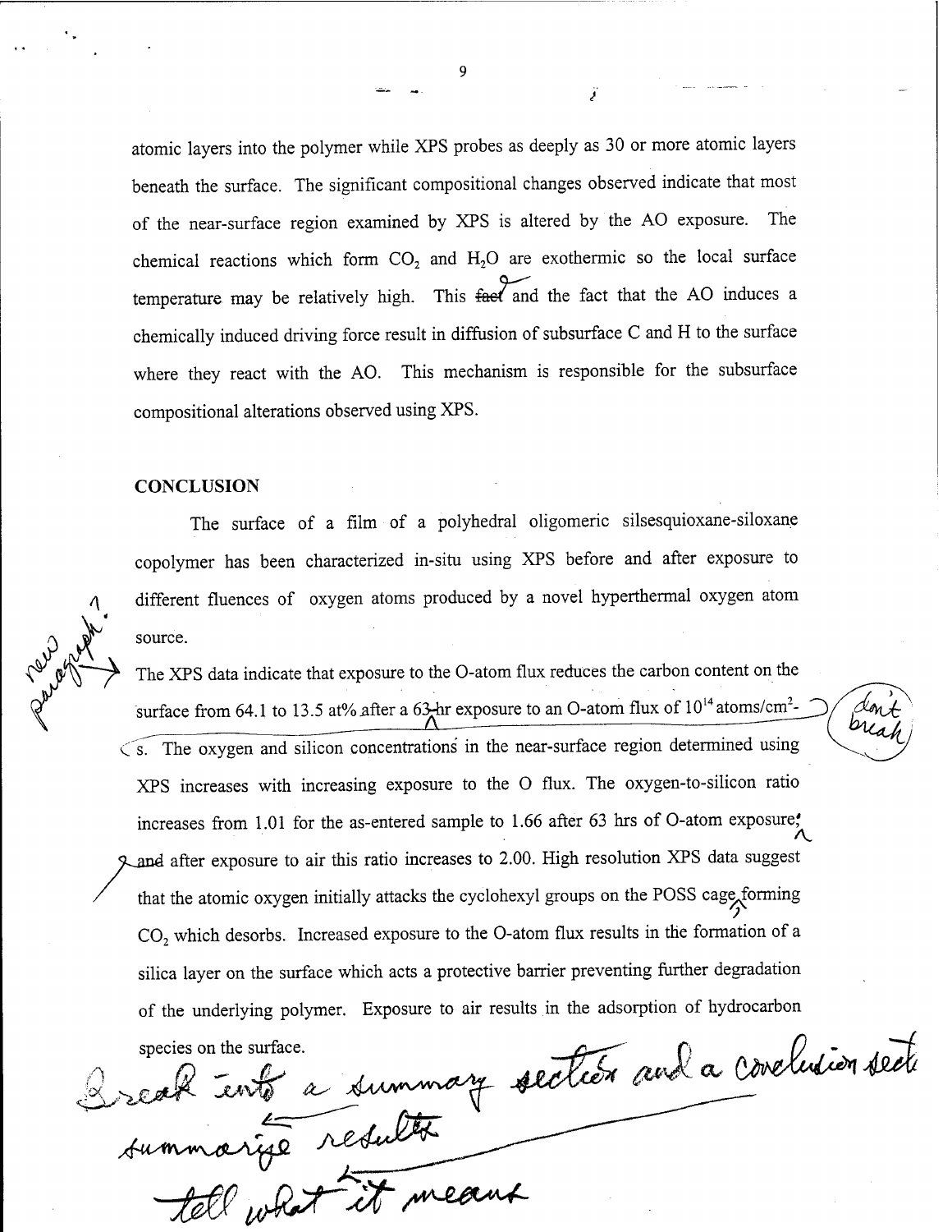atomic layers into the polymer while XPS probes as deeply as 30 or more atomic layers beneath the surface. The significant compositional changes observed indicate that most of the near-surface region examined by XPS is altered by the AO exposure. The chemical reactions which form $CO_2$ and $H_2O$ are exothermic so the local surface temperature may be relatively high. This fact and the fact that the AO induces a chemically induced driving force result in diffusion of subsurface C and H to the surface where they react with the AO. This mechanism is responsible for the subsurface compositional alterations observed using XPS.

## CONCLUSION

The surface of a film of a polyhedral oligomeric silsesquioxane-siloxane copolymer has been characterized in-situ using XPS before and after exposure to different fluences of oxygen atoms produced by a novel hyperthermal oxygen atom source.

The XPS data indicate that exposure to the O-atom flux reduces the carbon content on the surface from 64.1 to 13.5 at% after a 63-hr exposure to an O-atom flux of $10^{14}$ atoms/cm$^2$-s. The oxygen and silicon concentrations in the near-surface region determined using XPS increases with increasing exposure to the O flux. The oxygen-to-silicon ratio increases from 1.01 for the as-entered sample to 1.66 after 63 hrs of O-atom exposure, and after exposure to air this ratio increases to 2.00. High resolution XPS data suggest that the atomic oxygen initially attacks the cyclohexyl groups on the POSS cage forming $CO_2$ which desorbs. Increased exposure to the O-atom flux results in the formation of a silica layer on the surface which acts a protective barrier preventing further degradation of the underlying polymer. Exposure to air results in the adsorption of hydrocarbon species on the surface.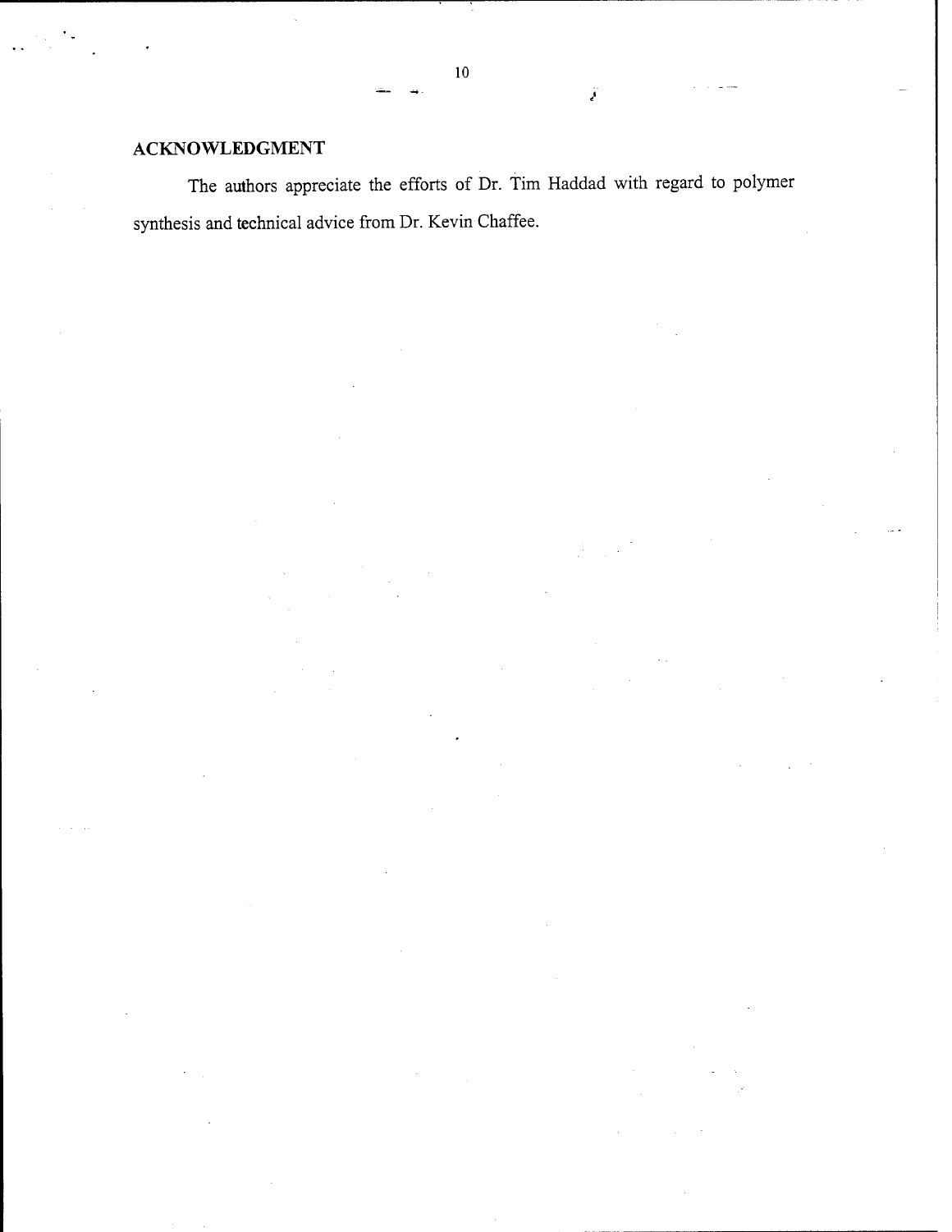## ACKNOWLEDGMENT

The authors appreciate the efforts of Dr. Tim Haddad with regard to polymer synthesis and technical advice from Dr. Kevin Chaffee.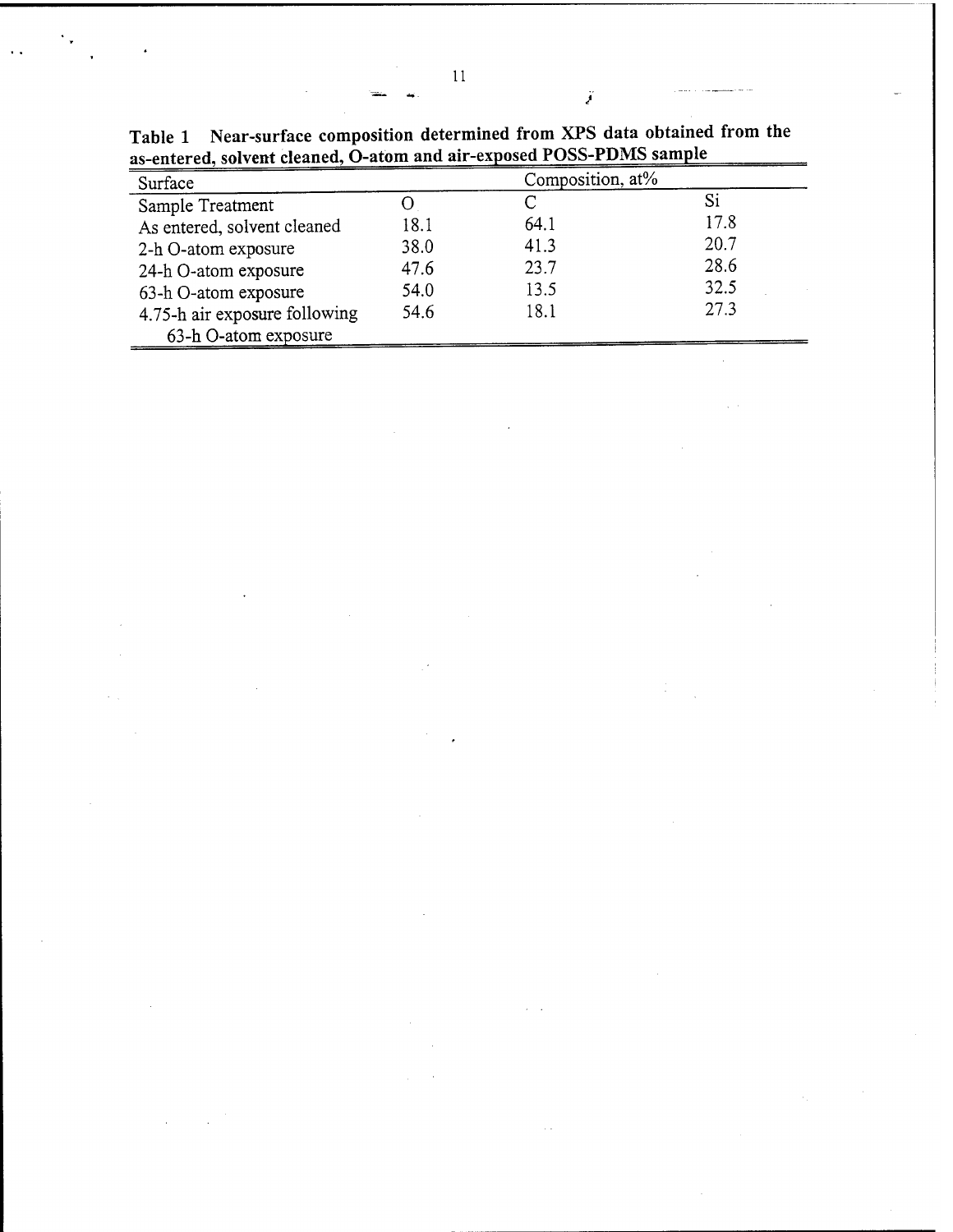**Table 1 Near-surface composition determined from XPS data obtained from the as-entered, solvent cleaned, O-atom and air-exposed POSS-PDMS sample**

| Surface | Composition, at% | | |
|---|---|---|---|
| Sample Treatment | O | C | Si |
| As entered, solvent cleaned | 18.1 | 64.1 | 17.8 |
| 2-h O-atom exposure | 38.0 | 41.3 | 20.7 |
| 24-h O-atom exposure | 47.6 | 23.7 | 28.6 |
| 63-h O-atom exposure | 54.0 | 13.5 | 32.5 |
| 4.75-h air exposure following 63-h O-atom exposure | 54.6 | 18.1 | 27.3 |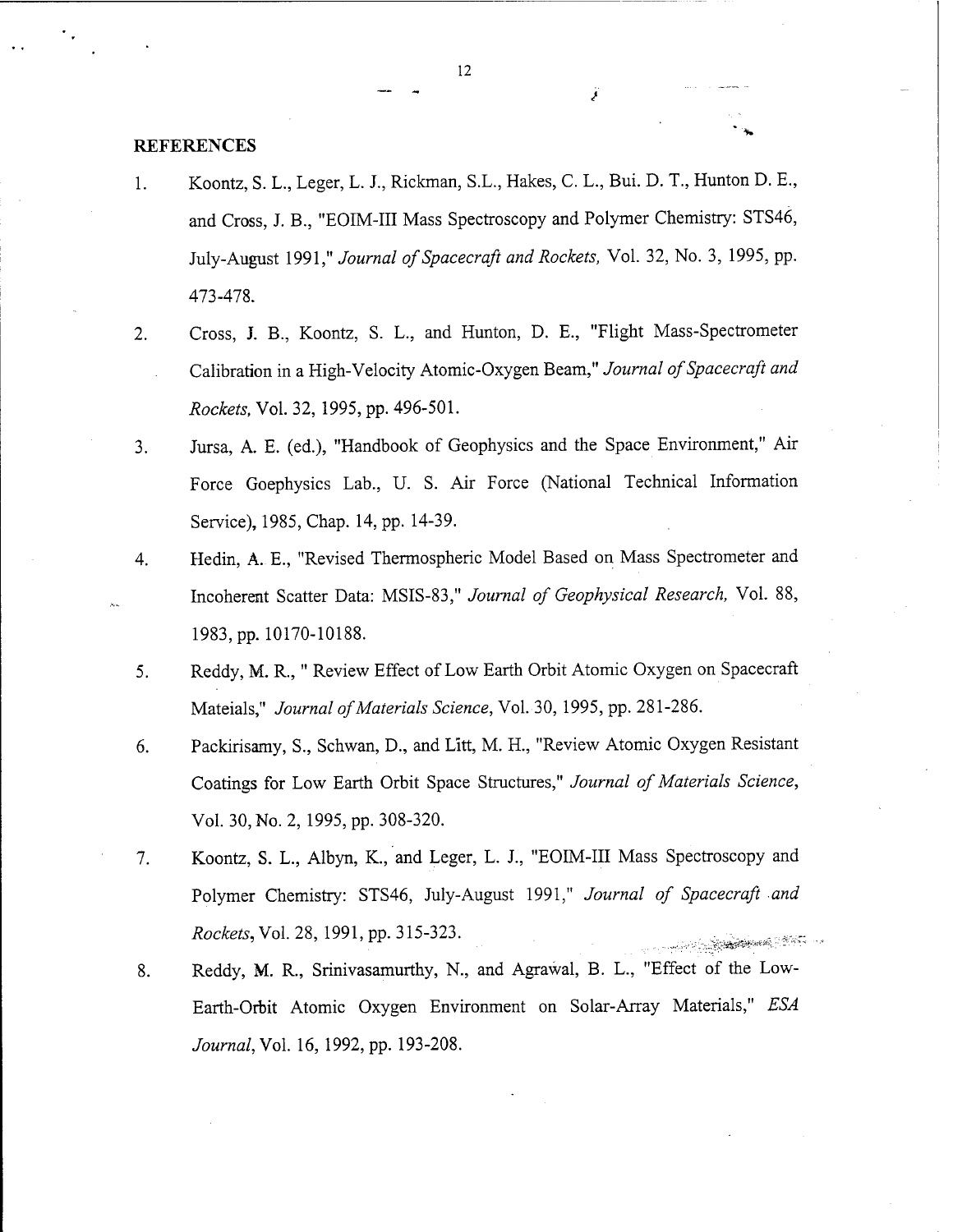## REFERENCES

1. Koontz, S. L., Leger, L. J., Rickman, S.L., Hakes, C. L., Bui. D. T., Hunton D. E., and Cross, J. B., "EOIM-III Mass Spectroscopy and Polymer Chemistry: STS46, July-August 1991," *Journal of Spacecraft and Rockets,* Vol. 32, No. 3, 1995, pp. 473-478.

2. Cross, J. B., Koontz, S. L., and Hunton, D. E., "Flight Mass-Spectrometer Calibration in a High-Velocity Atomic-Oxygen Beam," *Journal of Spacecraft and Rockets,* Vol. 32, 1995, pp. 496-501.

3. Jursa, A. E. (ed.), "Handbook of Geophysics and the Space Environment," Air Force Goephysics Lab., U. S. Air Force (National Technical Information Service), 1985, Chap. 14, pp. 14-39.

4. Hedin, A. E., "Revised Thermospheric Model Based on Mass Spectrometer and Incoherent Scatter Data: MSIS-83," *Journal of Geophysical Research,* Vol. 88, 1983, pp. 10170-10188.

5. Reddy, M. R., " Review Effect of Low Earth Orbit Atomic Oxygen on Spacecraft Mateials," *Journal of Materials Science,* Vol. 30, 1995, pp. 281-286.

6. Packirisamy, S., Schwan, D., and Litt, M. H., "Review Atomic Oxygen Resistant Coatings for Low Earth Orbit Space Structures," *Journal of Materials Science,* Vol. 30, No. 2, 1995, pp. 308-320.

7. Koontz, S. L., Albyn, K., and Leger, L. J., "EOIM-III Mass Spectroscopy and Polymer Chemistry: STS46, July-August 1991," *Journal of Spacecraft and Rockets,* Vol. 28, 1991, pp. 315-323.

8. Reddy, M. R., Srinivasamurthy, N., and Agrawal, B. L., "Effect of the Low-Earth-Orbit Atomic Oxygen Environment on Solar-Array Materials," *ESA Journal,* Vol. 16, 1992, pp. 193-208.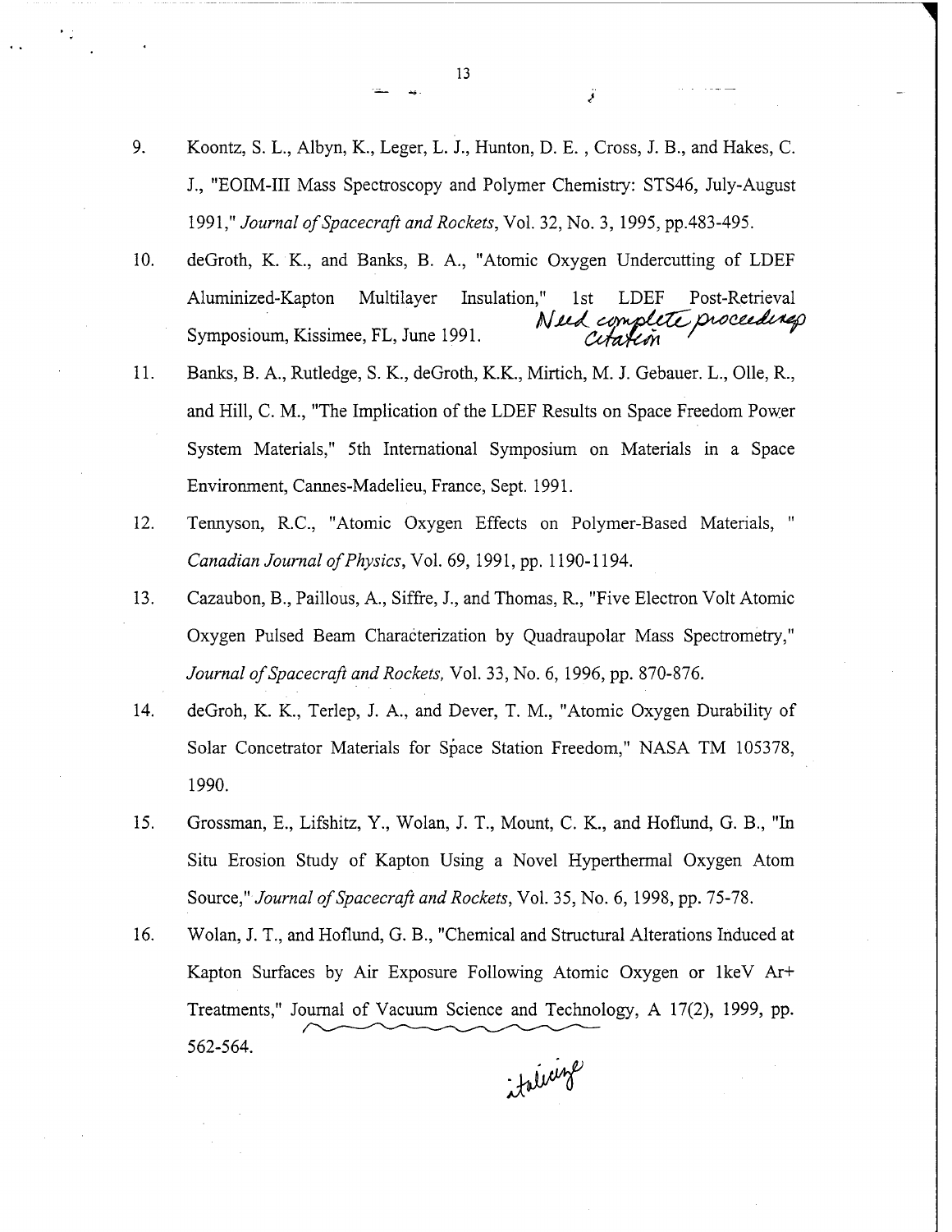9. Koontz, S. L., Albyn, K., Leger, L. J., Hunton, D. E. , Cross, J. B., and Hakes, C. J., "EOIM-III Mass Spectroscopy and Polymer Chemistry: STS46, July-August 1991," *Journal of Spacecraft and Rockets*, Vol. 32, No. 3, 1995, pp.483-495.

10. deGroth, K. K., and Banks, B. A., "Atomic Oxygen Undercutting of LDEF Aluminized-Kapton Multilayer Insulation," 1st LDEF Post-Retrieval Symposioum, Kissimee, FL, June 1991. Need complete proceedings citation

11. Banks, B. A., Rutledge, S. K., deGroth, K.K., Mirtich, M. J. Gebauer. L., Olle, R., and Hill, C. M., "The Implication of the LDEF Results on Space Freedom Power System Materials," 5th International Symposium on Materials in a Space Environment, Cannes-Madelieu, France, Sept. 1991.

12. Tennyson, R.C., "Atomic Oxygen Effects on Polymer-Based Materials, " *Canadian Journal of Physics*, Vol. 69, 1991, pp. 1190-1194.

13. Cazaubon, B., Paillous, A., Siffre, J., and Thomas, R., "Five Electron Volt Atomic Oxygen Pulsed Beam Characterization by Quadraupolar Mass Spectrometry," *Journal of Spacecraft and Rockets,* Vol. 33, No. 6, 1996, pp. 870-876.

14. deGroh, K. K., Terlep, J. A., and Dever, T. M., "Atomic Oxygen Durability of Solar Concetrator Materials for Space Station Freedom," NASA TM 105378, 1990.

15. Grossman, E., Lifshitz, Y., Wolan, J. T., Mount, C. K., and Hoflund, G. B., "In Situ Erosion Study of Kapton Using a Novel Hyperthermal Oxygen Atom Source," *Journal of Spacecraft and Rockets*, Vol. 35, No. 6, 1998, pp. 75-78.

16. Wolan, J. T., and Hoflund, G. B., "Chemical and Structural Alterations Induced at Kapton Surfaces by Air Exposure Following Atomic Oxygen or 1keV Ar+ Treatments," Journal of Vacuum Science and Technology, A 17(2), 1999, pp. 562-564. italicize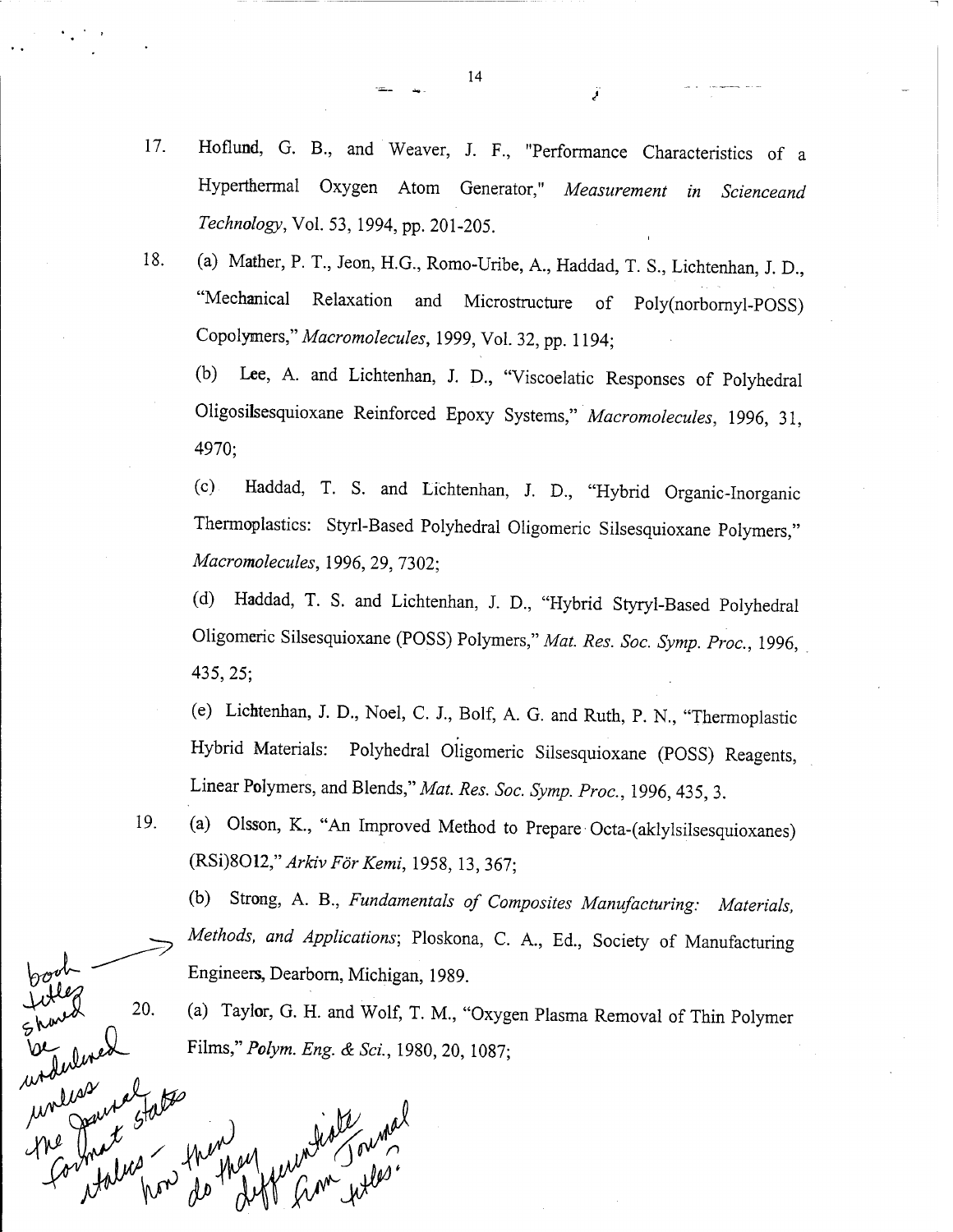17. Hoflund, G. B., and Weaver, J. F., "Performance Characteristics of a Hyperthermal Oxygen Atom Generator," *Measurement in Scienceand Technology*, Vol. 53, 1994, pp. 201-205.

18. (a) Mather, P. T., Jeon, H.G., Romo-Uribe, A., Haddad, T. S., Lichtenhan, J. D., "Mechanical Relaxation and Microstructure of Poly(norbornyl-POSS) Copolymers," *Macromolecules*, 1999, Vol. 32, pp. 1194;

    (b) Lee, A. and Lichtenhan, J. D., "Viscoelatic Responses of Polyhedral Oligosilsesquioxane Reinforced Epoxy Systems," *Macromolecules*, 1996, 31, 4970;

    (c) Haddad, T. S. and Lichtenhan, J. D., "Hybrid Organic-Inorganic Thermoplastics: Styrl-Based Polyhedral Oligomeric Silsesquioxane Polymers," *Macromolecules*, 1996, 29, 7302;

    (d) Haddad, T. S. and Lichtenhan, J. D., "Hybrid Styryl-Based Polyhedral Oligomeric Silsesquioxane (POSS) Polymers," *Mat. Res. Soc. Symp. Proc.*, 1996, 435, 25;

    (e) Lichtenhan, J. D., Noel, C. J., Bolf, A. G. and Ruth, P. N., "Thermoplastic Hybrid Materials: Polyhedral Oligomeric Silsesquioxane (POSS) Reagents, Linear Polymers, and Blends," *Mat. Res. Soc. Symp. Proc.*, 1996, 435, 3.

19. (a) Olsson, K., "An Improved Method to Prepare Octa-(aklylsilsesquioxanes) (RSi)8O12," *Arkiv För Kemi*, 1958, 13, 367;

    (b) Strong, A. B., *Fundamentals of Composites Manufacturing: Materials, Methods, and Applications*; Ploskona, C. A., Ed., Society of Manufacturing Engineers, Dearborn, Michigan, 1989.

20. (a) Taylor, G. H. and Wolf, T. M., "Oxygen Plasma Removal of Thin Polymer Films," *Polym. Eng. & Sci.*, 1980, 20, 1087;

book titles should be underlined unless the journal format states italics – then how do they differentiate from journal titles?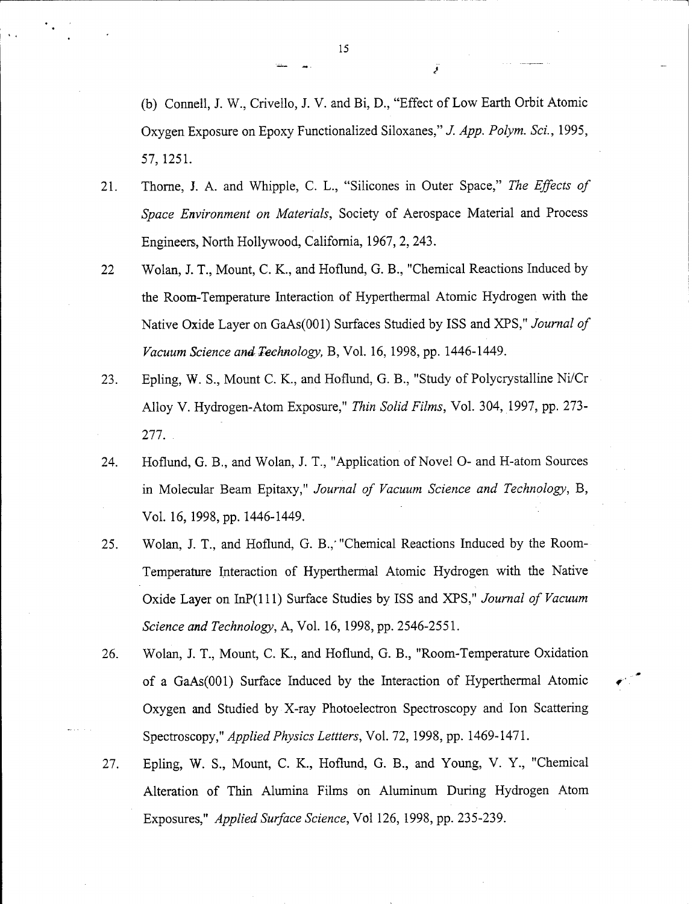(b) Connell, J. W., Crivello, J. V. and Bi, D., "Effect of Low Earth Orbit Atomic Oxygen Exposure on Epoxy Functionalized Siloxanes," *J. App. Polym. Sci.*, 1995, 57, 1251.

21. Thorne, J. A. and Whipple, C. L., "Silicones in Outer Space," *The Effects of Space Environment on Materials*, Society of Aerospace Material and Process Engineers, North Hollywood, California, 1967, 2, 243.

22 Wolan, J. T., Mount, C. K., and Hoflund, G. B., "Chemical Reactions Induced by the Room-Temperature Interaction of Hyperthermal Atomic Hydrogen with the Native Oxide Layer on GaAs(001) Surfaces Studied by ISS and XPS," *Journal of Vacuum Science and Technology*, B, Vol. 16, 1998, pp. 1446-1449.

23. Epling, W. S., Mount C. K., and Hoflund, G. B., "Study of Polycrystalline Ni/Cr Alloy V. Hydrogen-Atom Exposure," *Thin Solid Films*, Vol. 304, 1997, pp. 273-277.

24. Hoflund, G. B., and Wolan, J. T., "Application of Novel O- and H-atom Sources in Molecular Beam Epitaxy," *Journal of Vacuum Science and Technology*, B, Vol. 16, 1998, pp. 1446-1449.

25. Wolan, J. T., and Hoflund, G. B., "Chemical Reactions Induced by the Room-Temperature Interaction of Hyperthermal Atomic Hydrogen with the Native Oxide Layer on InP(111) Surface Studies by ISS and XPS," *Journal of Vacuum Science and Technology*, A, Vol. 16, 1998, pp. 2546-2551.

26. Wolan, J. T., Mount, C. K., and Hoflund, G. B., "Room-Temperature Oxidation of a GaAs(001) Surface Induced by the Interaction of Hyperthermal Atomic Oxygen and Studied by X-ray Photoelectron Spectroscopy and Ion Scattering Spectroscopy," *Applied Physics Lettters*, Vol. 72, 1998, pp. 1469-1471.

27. Epling, W. S., Mount, C. K., Hoflund, G. B., and Young, V. Y., "Chemical Alteration of Thin Alumina Films on Aluminum During Hydrogen Atom Exposures," *Applied Surface Science*, Vol 126, 1998, pp. 235-239.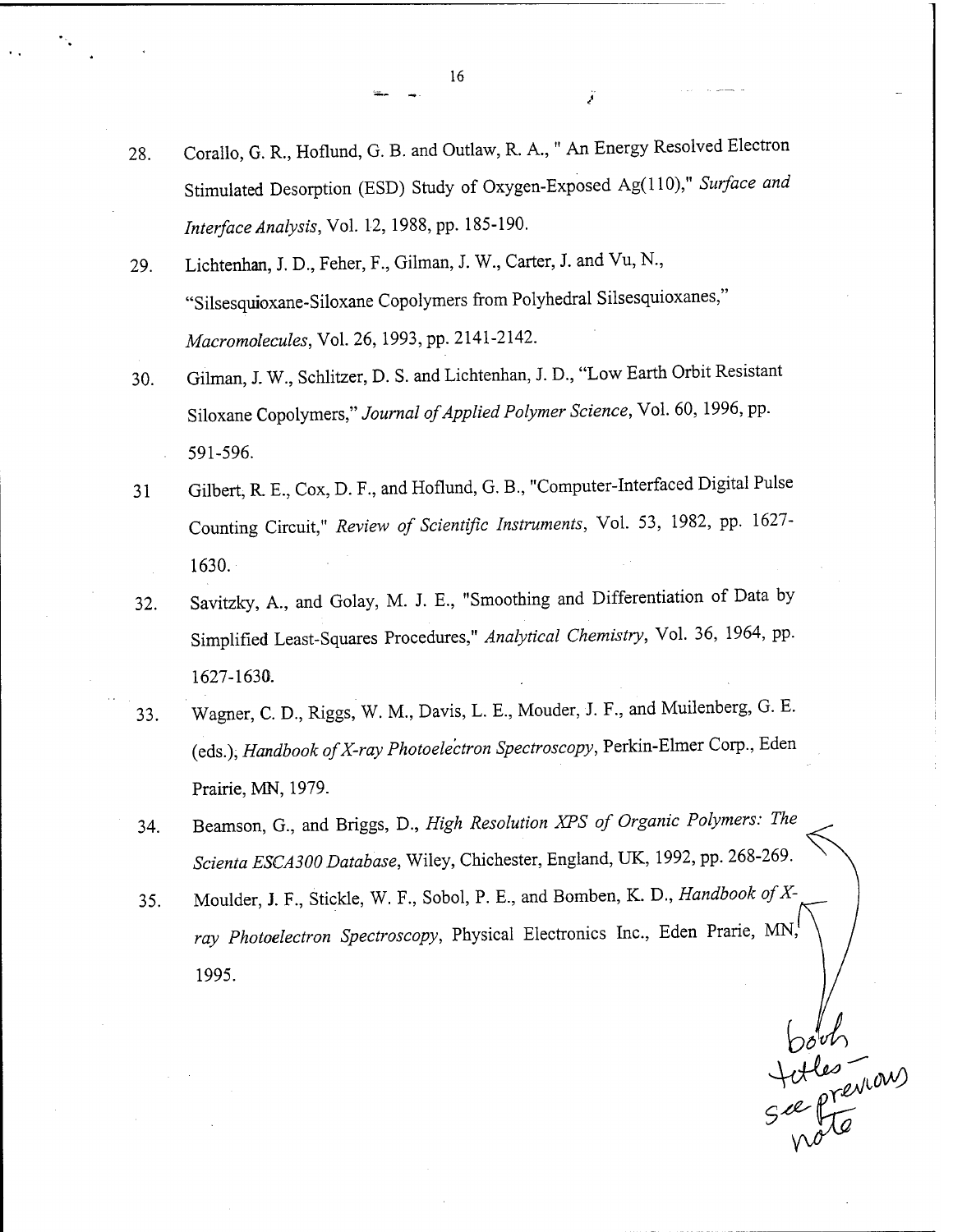28. Corallo, G. R., Hoflund, G. B. and Outlaw, R. A., " An Energy Resolved Electron Stimulated Desorption (ESD) Study of Oxygen-Exposed Ag(110)," *Surface and Interface Analysis*, Vol. 12, 1988, pp. 185-190.

29. Lichtenhan, J. D., Feher, F., Gilman, J. W., Carter, J. and Vu, N., "Silsesquioxane-Siloxane Copolymers from Polyhedral Silsesquioxanes," *Macromolecules*, Vol. 26, 1993, pp. 2141-2142.

30. Gilman, J. W., Schlitzer, D. S. and Lichtenhan, J. D., "Low Earth Orbit Resistant Siloxane Copolymers," *Journal of Applied Polymer Science*, Vol. 60, 1996, pp. 591-596.

31 Gilbert, R. E., Cox, D. F., and Hoflund, G. B., "Computer-Interfaced Digital Pulse Counting Circuit," *Review of Scientific Instruments*, Vol. 53, 1982, pp. 1627-1630.

32. Savitzky, A., and Golay, M. J. E., "Smoothing and Differentiation of Data by Simplified Least-Squares Procedures," *Analytical Chemistry*, Vol. 36, 1964, pp. 1627-1630.

33. Wagner, C. D., Riggs, W. M., Davis, L. E., Mouder, J. F., and Muilenberg, G. E. (eds.), *Handbook of X-ray Photoelectron Spectroscopy*, Perkin-Elmer Corp., Eden Prairie, MN, 1979.

34. Beamson, G., and Briggs, D., *High Resolution XPS of Organic Polymers: The Scienta ESCA300 Database*, Wiley, Chichester, England, UK, 1992, pp. 268-269.

35. Moulder, J. F., Stickle, W. F., Sobol, P. E., and Bomben, K. D., *Handbook of X-ray Photoelectron Spectroscopy*, Physical Electronics Inc., Eden Prarie, MN, 1995.

both titles – see previous note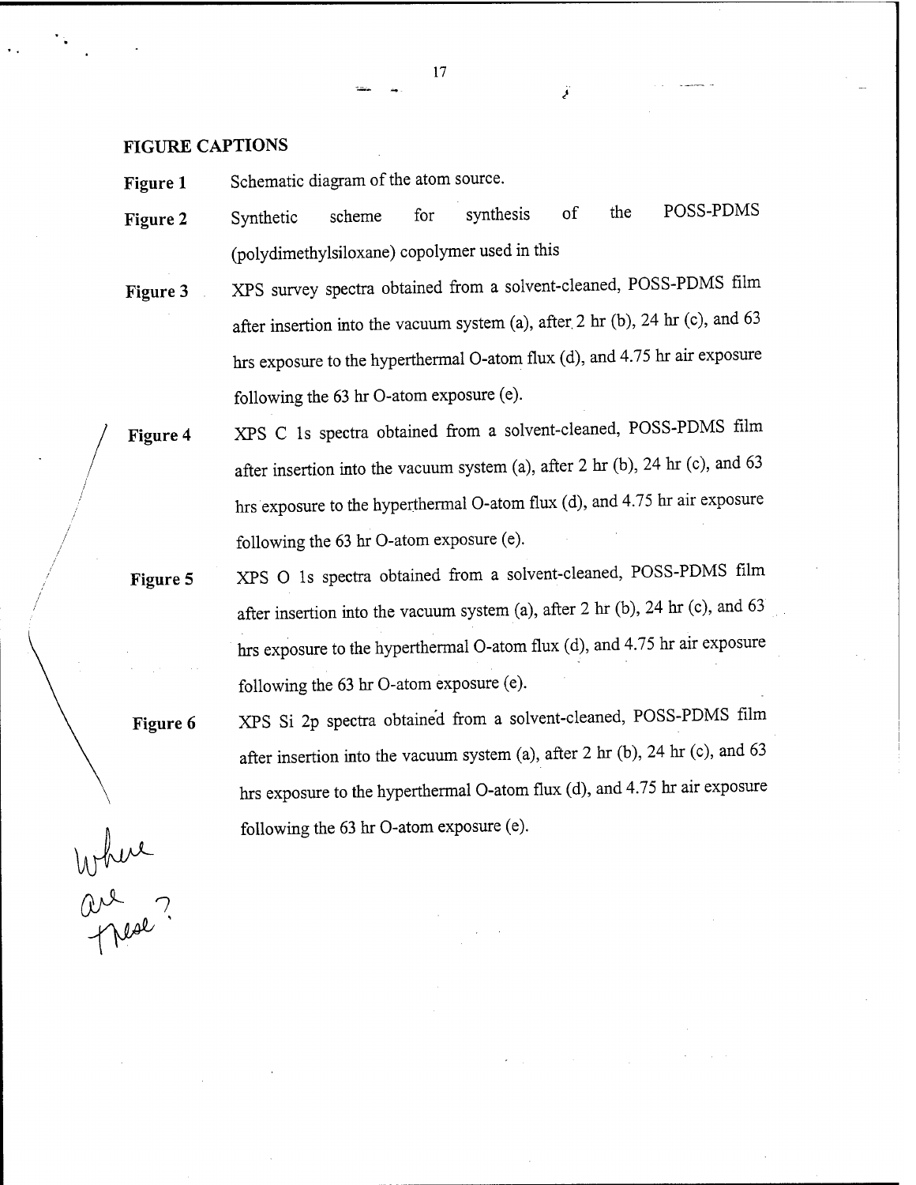## FIGURE CAPTIONS

**Figure 1** Schematic diagram of the atom source.

**Figure 2** Synthetic scheme for synthesis of the POSS-PDMS (polydimethylsiloxane) copolymer used in this

**Figure 3** XPS survey spectra obtained from a solvent-cleaned, POSS-PDMS film after insertion into the vacuum system (a), after 2 hr (b), 24 hr (c), and 63 hrs exposure to the hyperthermal O-atom flux (d), and 4.75 hr air exposure following the 63 hr O-atom exposure (e).

**Figure 4** XPS C 1s spectra obtained from a solvent-cleaned, POSS-PDMS film after insertion into the vacuum system (a), after 2 hr (b), 24 hr (c), and 63 hrs exposure to the hyperthermal O-atom flux (d), and 4.75 hr air exposure following the 63 hr O-atom exposure (e).

**Figure 5** XPS O 1s spectra obtained from a solvent-cleaned, POSS-PDMS film after insertion into the vacuum system (a), after 2 hr (b), 24 hr (c), and 63 hrs exposure to the hyperthermal O-atom flux (d), and 4.75 hr air exposure following the 63 hr O-atom exposure (e).

**Figure 6** XPS Si 2p spectra obtained from a solvent-cleaned, POSS-PDMS film after insertion into the vacuum system (a), after 2 hr (b), 24 hr (c), and 63 hrs exposure to the hyperthermal O-atom flux (d), and 4.75 hr air exposure following the 63 hr O-atom exposure (e).

Where are these?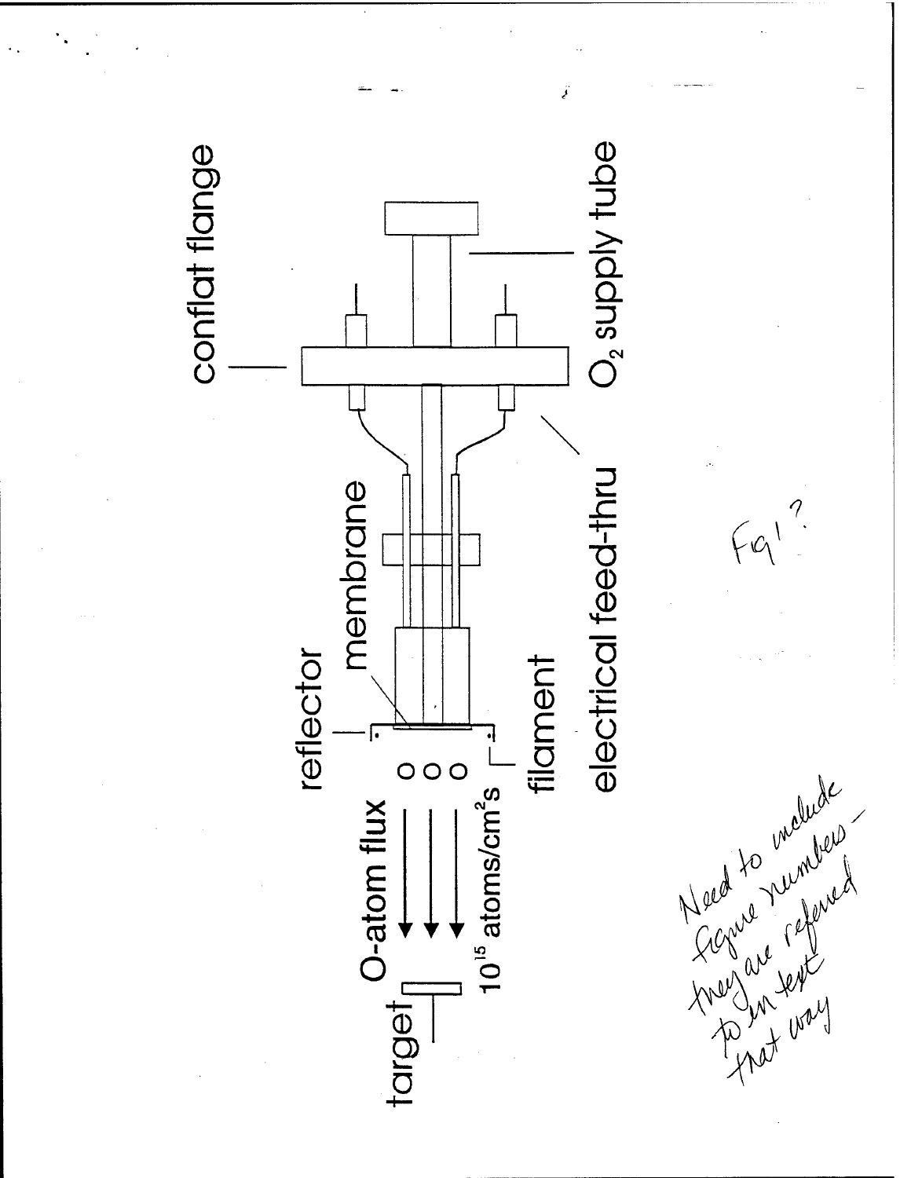conflat flange

$O_2$ supply tube

electrical feed-thru

membrane

reflector

filament

O-atom flux

$10^{15}$ atoms/cm$^2$s

target

Fig 1?

Need to include figure numbers — they are referred to in text that way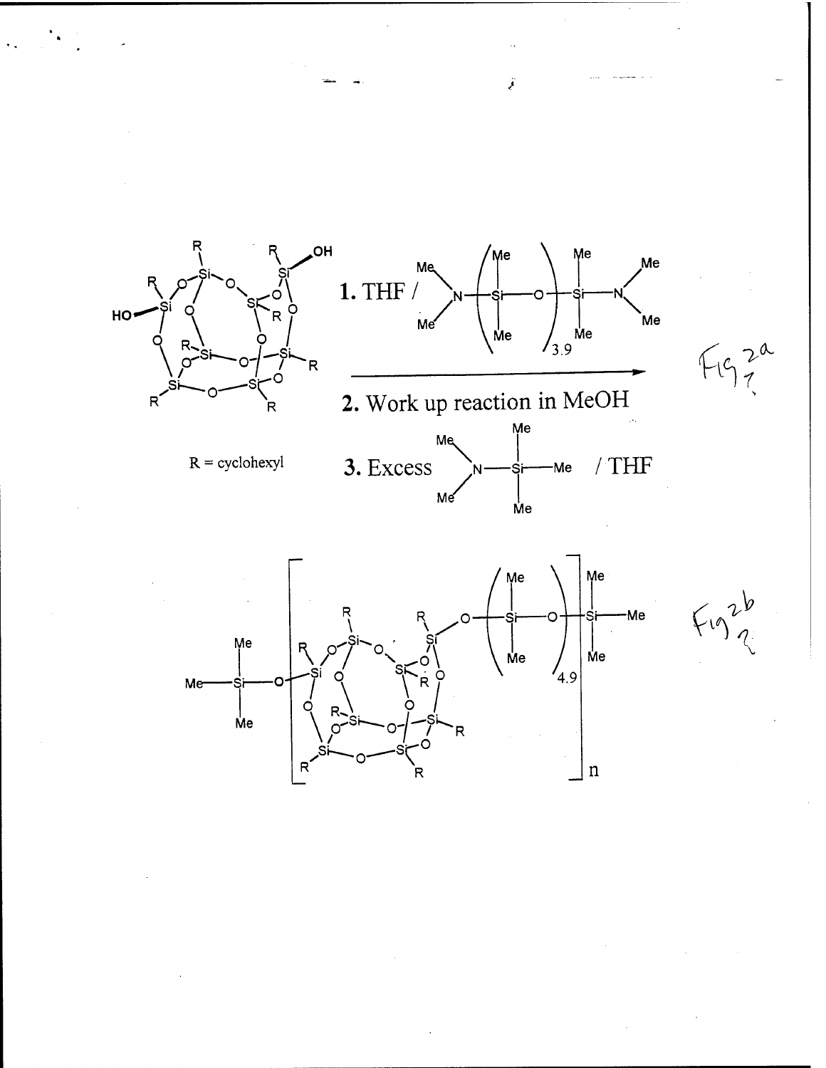R = cyclohexyl

**1.** THF / $Me_2N\text{-}(SiMe_2\text{-}O)_{3.9}\text{-}SiMe_2\text{-}NMe_2$

**2.** Work up reaction in MeOH

**3.** Excess $Me_2N\text{-}SiMe_3$ / THF

Fig 2a ?

Fig 2b ?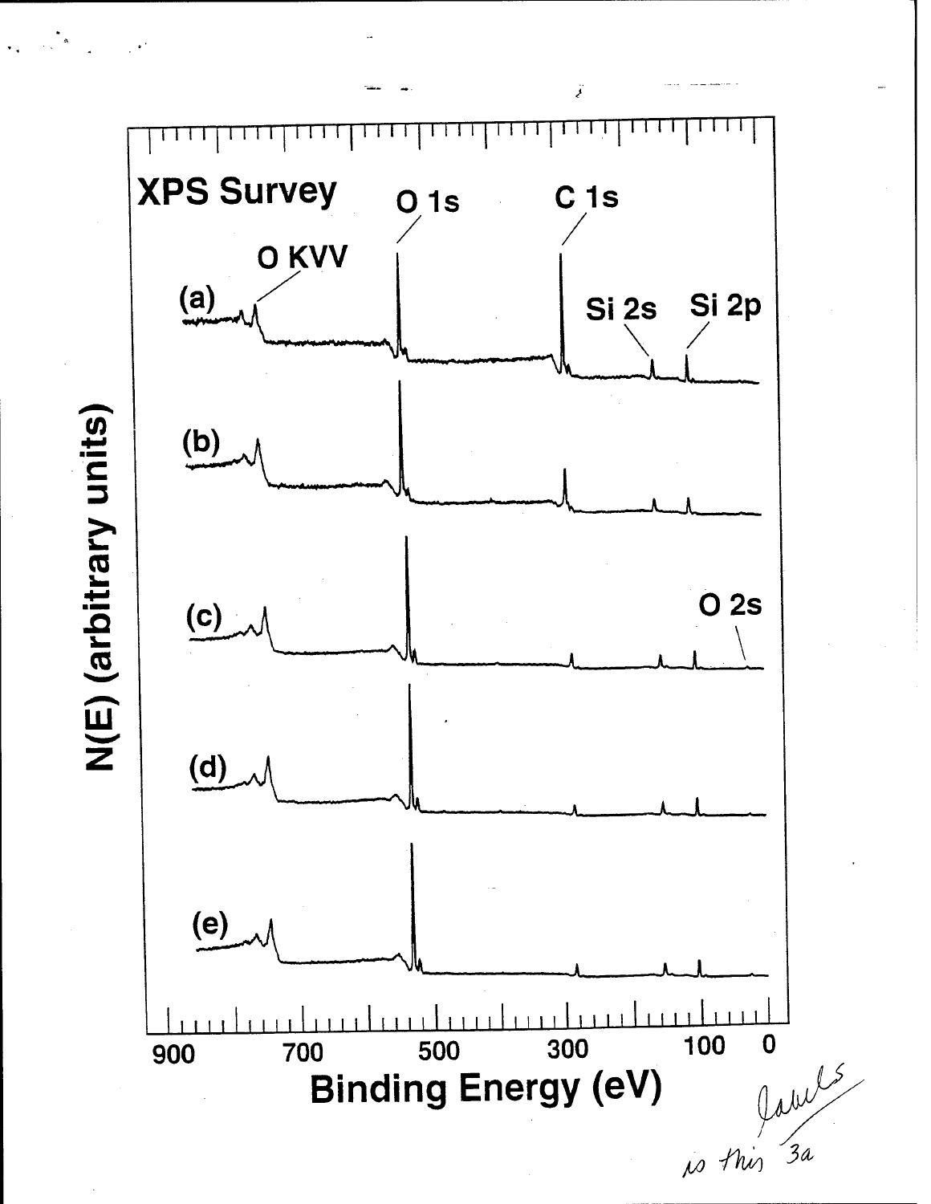XPS Survey

O KVV

O 1s

C 1s

Si 2s

Si 2p

O 2s

(a)

(b)

(c)

(d)

(e)

N(E) (arbitrary units)

900 700 500 300 100 0

Binding Energy (eV)

labels
is this 3a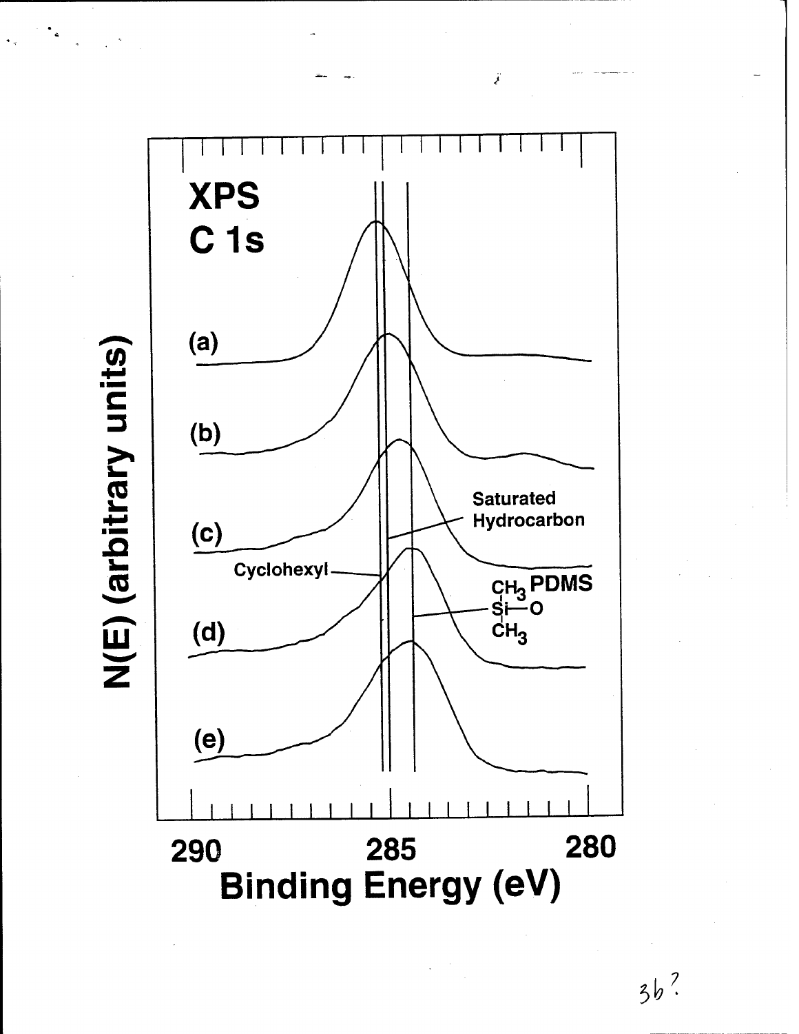XPS

C 1s

N(E) (arbitrary units)

(a)

(b)

(c)

(d)

(e)

Saturated Hydrocarbon

Cyclohexyl

$CH_3$ PDMS

Si—O

$CH_3$

290 285 280

Binding Energy (eV)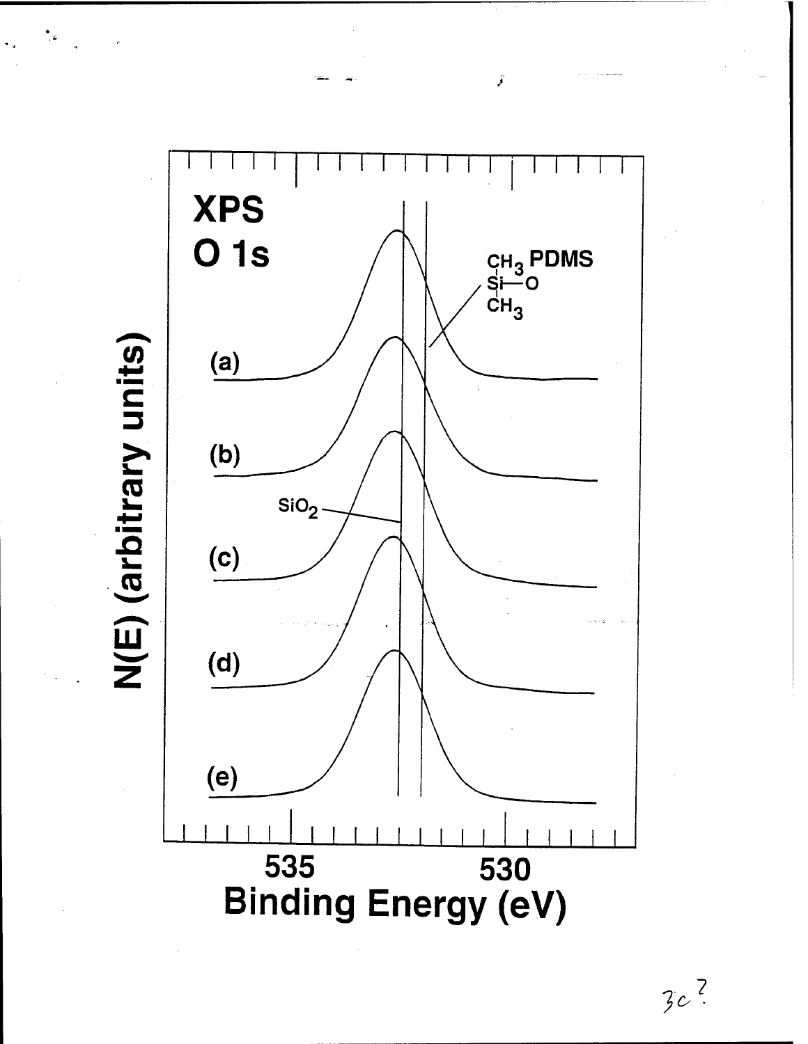**XPS**
**O 1s**

$CH_3$ PDMS
Si—O
$CH_3$

$SiO_2$

(a)

(b)

(c)

(d)

(e)

N(E) (arbitrary units)

535 530

Binding Energy (eV)

3c?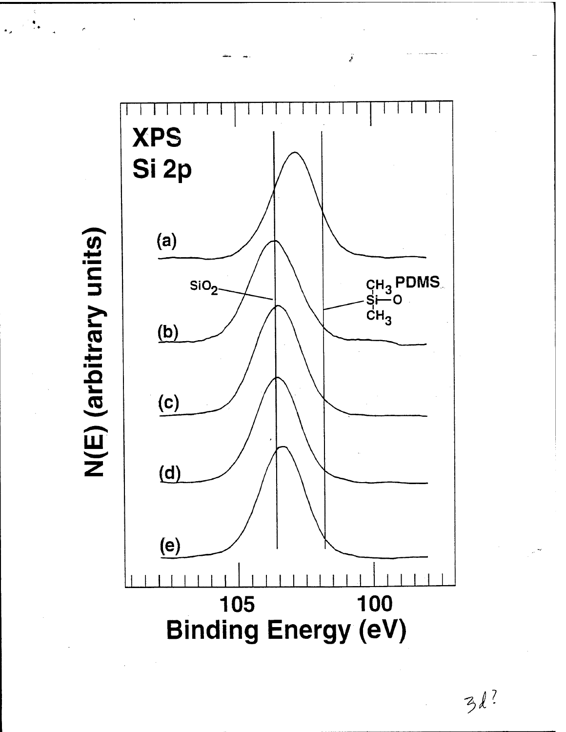XPS

Si 2p

N(E) (arbitrary units)

(a)

(b)

(c)

(d)

(e)

$SiO_2$

$CH_3$ PDMS

Si—O

$CH_3$

105

100

Binding Energy (eV)

3d?